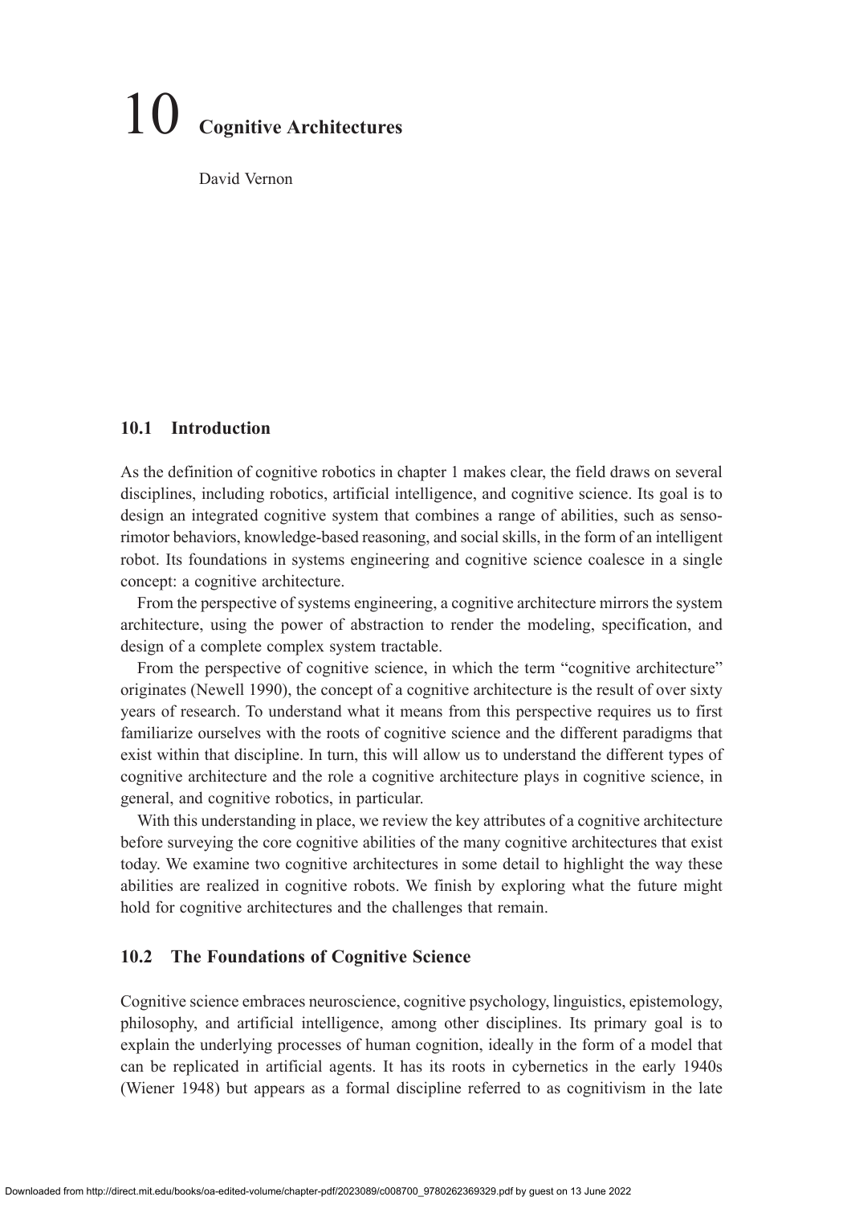# 10 Cognitive Architectures

David Vernon

## 10.1 Introduction

As the definition of cognitive robotics in chapter 1 makes clear, the field draws on several disciplines, including robotics, artificial intelligence, and cognitive science. Its goal is to design an integrated cognitive system that combines a range of abilities, such as sensorimotor behaviors, knowledge-based reasoning, and social skills, in the form of an intelligent robot. Its foundations in systems engineering and cognitive science coalesce in a single concept: a cognitive architecture.

From the perspective of systems engineering, a cognitive architecture mirrors the system architecture, using the power of abstraction to render the modeling, specification, and design of a complete complex system tractable.

From the perspective of cognitive science, in which the term "cognitive architecture" originates (Newell 1990), the concept of a cognitive architecture is the result of over sixty years of research. To understand what it means from this perspective requires us to first familiarize ourselves with the roots of cognitive science and the different paradigms that exist within that discipline. In turn, this will allow us to understand the different types of cognitive architecture and the role a cognitive architecture plays in cognitive science, in general, and cognitive robotics, in particular.

With this understanding in place, we review the key attributes of a cognitive architecture before surveying the core cognitive abilities of the many cognitive architectures that exist today. We examine two cognitive architectures in some detail to highlight the way these abilities are realized in cognitive robots. We finish by exploring what the future might hold for cognitive architectures and the challenges that remain.

## 10.2 The Foundations of Cognitive Science

Cognitive science embraces neuroscience, cognitive psychology, linguistics, epistemology, philosophy, and artificial intelligence, among other disciplines. Its primary goal is to explain the underlying processes of human cognition, ideally in the form of a model that can be replicated in artificial agents. It has its roots in cybernetics in the early 1940s (Wiener 1948) but appears as a formal discipline referred to as cognitivism in the late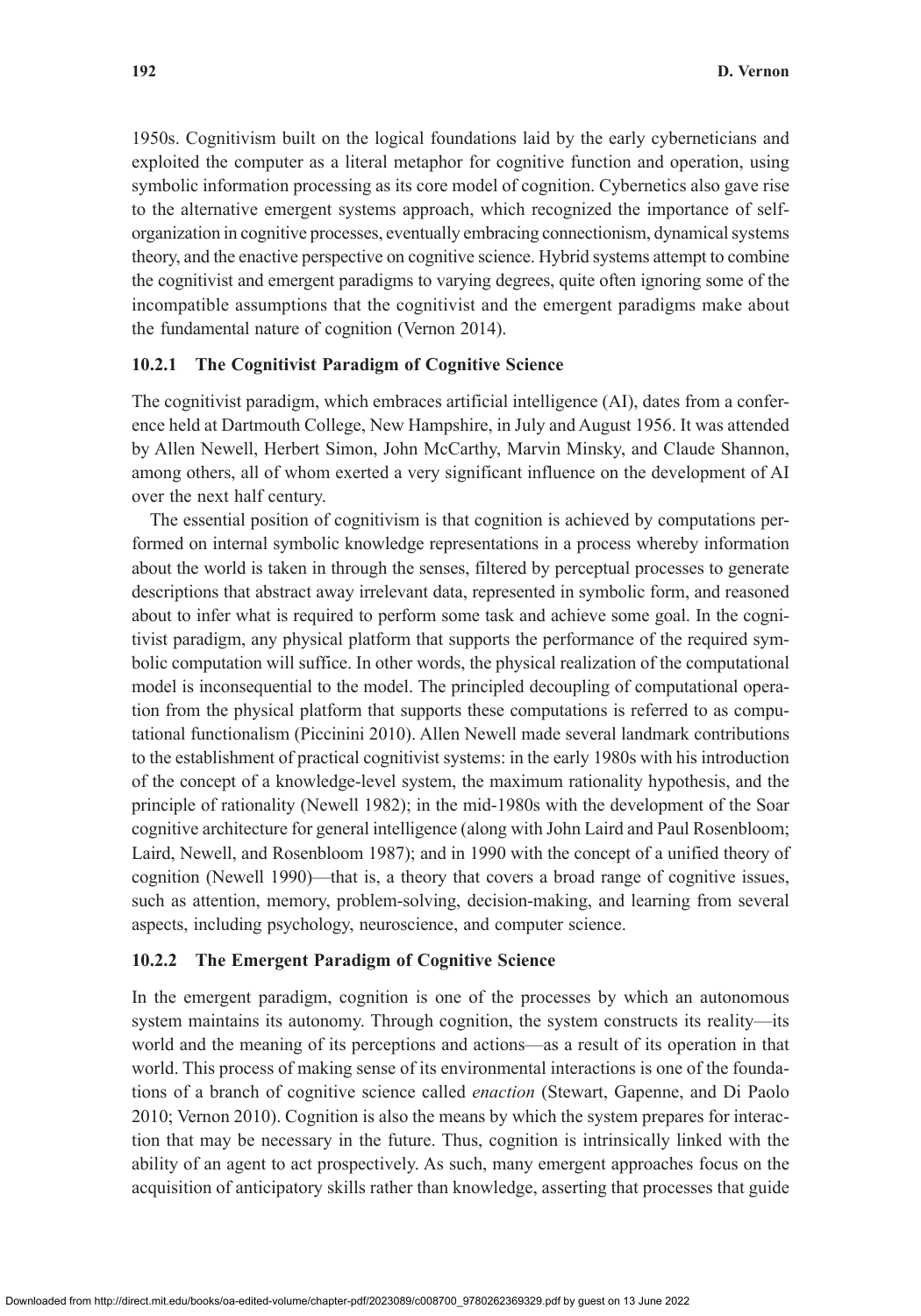1950s. Cognitivism built on the logical foundations laid by the early cyberneticians and exploited the computer as a literal metaphor for cognitive function and operation, using symbolic information processing as its core model of cognition. Cybernetics also gave rise to the alternative emergent systems approach, which recognized the importance of self-organization in cognitive processes, eventually embracing connectionism, dynamical systems theory, and the enactive perspective on cognitive science. Hybrid systems attempt to combine the cognitivist and emergent paradigms to varying degrees, quite often ignoring some of the incompatible assumptions that the cognitivist and the emergent paradigms make about the fundamental nature of cognition (Vernon 2014).

### 10.2.1 The Cognitivist Paradigm of Cognitive Science

The cognitivist paradigm, which embraces artificial intelligence (AI), dates from a conference held at Dartmouth College, New Hampshire, in July and August 1956. It was attended by Allen Newell, Herbert Simon, John McCarthy, Marvin Minsky, and Claude Shannon, among others, all of whom exerted a very significant influence on the development of AI over the next half century.

The essential position of cognitivism is that cognition is achieved by computations performed on internal symbolic knowledge representations in a process whereby information about the world is taken in through the senses, filtered by perceptual processes to generate descriptions that abstract away irrelevant data, represented in symbolic form, and reasoned about to infer what is required to perform some task and achieve some goal. In the cognitivist paradigm, any physical platform that supports the performance of the required symbolic computation will suffice. In other words, the physical realization of the computational model is inconsequential to the model. The principled decoupling of computational operation from the physical platform that supports these computations is referred to as computational functionalism (Piccinini 2010). Allen Newell made several landmark contributions to the establishment of practical cognitivist systems: in the early 1980s with his introduction of the concept of a knowledge-level system, the maximum rationality hypothesis, and the principle of rationality (Newell 1982); in the mid-1980s with the development of the Soar cognitive architecture for general intelligence (along with John Laird and Paul Rosenbloom; Laird, Newell, and Rosenbloom 1987); and in 1990 with the concept of a unified theory of cognition (Newell 1990)—that is, a theory that covers a broad range of cognitive issues, such as attention, memory, problem-solving, decision-making, and learning from several aspects, including psychology, neuroscience, and computer science.

### 10.2.2 The Emergent Paradigm of Cognitive Science

In the emergent paradigm, cognition is one of the processes by which an autonomous system maintains its autonomy. Through cognition, the system constructs its reality—its world and the meaning of its perceptions and actions—as a result of its operation in that world. This process of making sense of its environmental interactions is one of the foundations of a branch of cognitive science called *enaction* (Stewart, Gapenne, and Di Paolo 2010; Vernon 2010). Cognition is also the means by which the system prepares for interaction that may be necessary in the future. Thus, cognition is intrinsically linked with the ability of an agent to act prospectively. As such, many emergent approaches focus on the acquisition of anticipatory skills rather than knowledge, asserting that processes that guide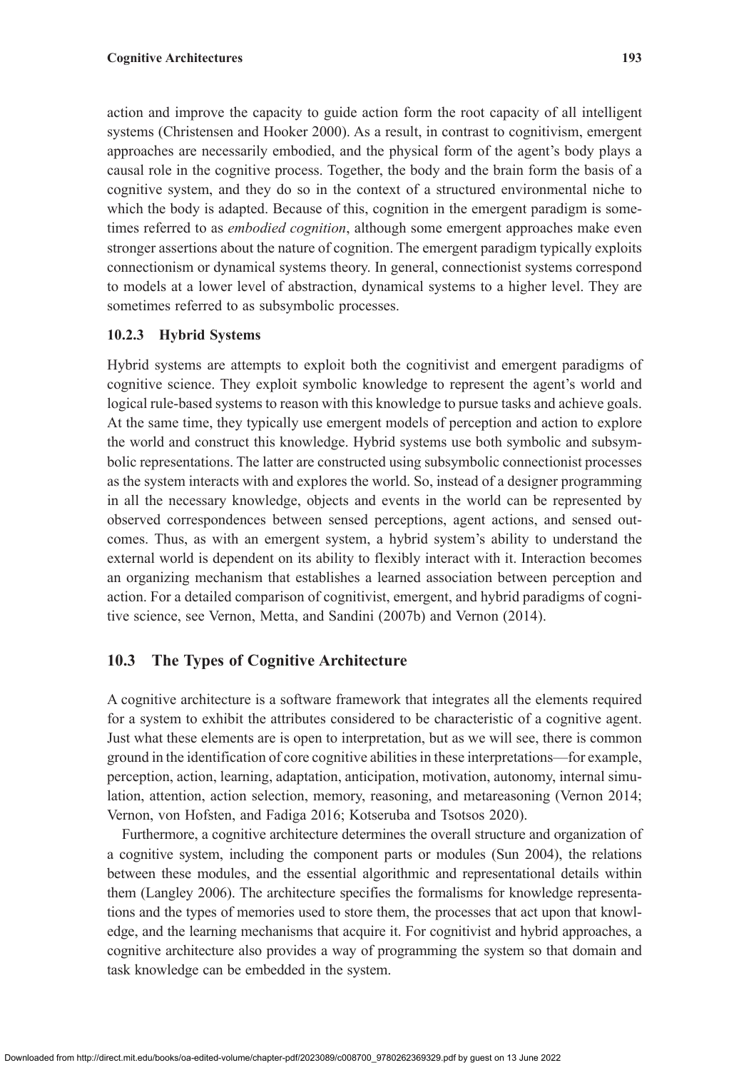action and improve the capacity to guide action form the root capacity of all intelligent systems (Christensen and Hooker 2000). As a result, in contrast to cognitivism, emergent approaches are necessarily embodied, and the physical form of the agent's body plays a causal role in the cognitive process. Together, the body and the brain form the basis of a cognitive system, and they do so in the context of a structured environmental niche to which the body is adapted. Because of this, cognition in the emergent paradigm is sometimes referred to as *embodied cognition*, although some emergent approaches make even stronger assertions about the nature of cognition. The emergent paradigm typically exploits connectionism or dynamical systems theory. In general, connectionist systems correspond to models at a lower level of abstraction, dynamical systems to a higher level. They are sometimes referred to as subsymbolic processes.

### 10.2.3 Hybrid Systems

Hybrid systems are attempts to exploit both the cognitivist and emergent paradigms of cognitive science. They exploit symbolic knowledge to represent the agent's world and logical rule-based systems to reason with this knowledge to pursue tasks and achieve goals. At the same time, they typically use emergent models of perception and action to explore the world and construct this knowledge. Hybrid systems use both symbolic and subsymbolic representations. The latter are constructed using subsymbolic connectionist processes as the system interacts with and explores the world. So, instead of a designer programming in all the necessary knowledge, objects and events in the world can be represented by observed correspondences between sensed perceptions, agent actions, and sensed outcomes. Thus, as with an emergent system, a hybrid system's ability to understand the external world is dependent on its ability to flexibly interact with it. Interaction becomes an organizing mechanism that establishes a learned association between perception and action. For a detailed comparison of cognitivist, emergent, and hybrid paradigms of cognitive science, see Vernon, Metta, and Sandini (2007b) and Vernon (2014).

## 10.3 The Types of Cognitive Architecture

A cognitive architecture is a software framework that integrates all the elements required for a system to exhibit the attributes considered to be characteristic of a cognitive agent. Just what these elements are is open to interpretation, but as we will see, there is common ground in the identification of core cognitive abilities in these interpretations—for example, perception, action, learning, adaptation, anticipation, motivation, autonomy, internal simulation, attention, action selection, memory, reasoning, and metareasoning (Vernon 2014; Vernon, von Hofsten, and Fadiga 2016; Kotseruba and Tsotsos 2020).

Furthermore, a cognitive architecture determines the overall structure and organization of a cognitive system, including the component parts or modules (Sun 2004), the relations between these modules, and the essential algorithmic and representational details within them (Langley 2006). The architecture specifies the formalisms for knowledge representations and the types of memories used to store them, the processes that act upon that knowledge, and the learning mechanisms that acquire it. For cognitivist and hybrid approaches, a cognitive architecture also provides a way of programming the system so that domain and task knowledge can be embedded in the system.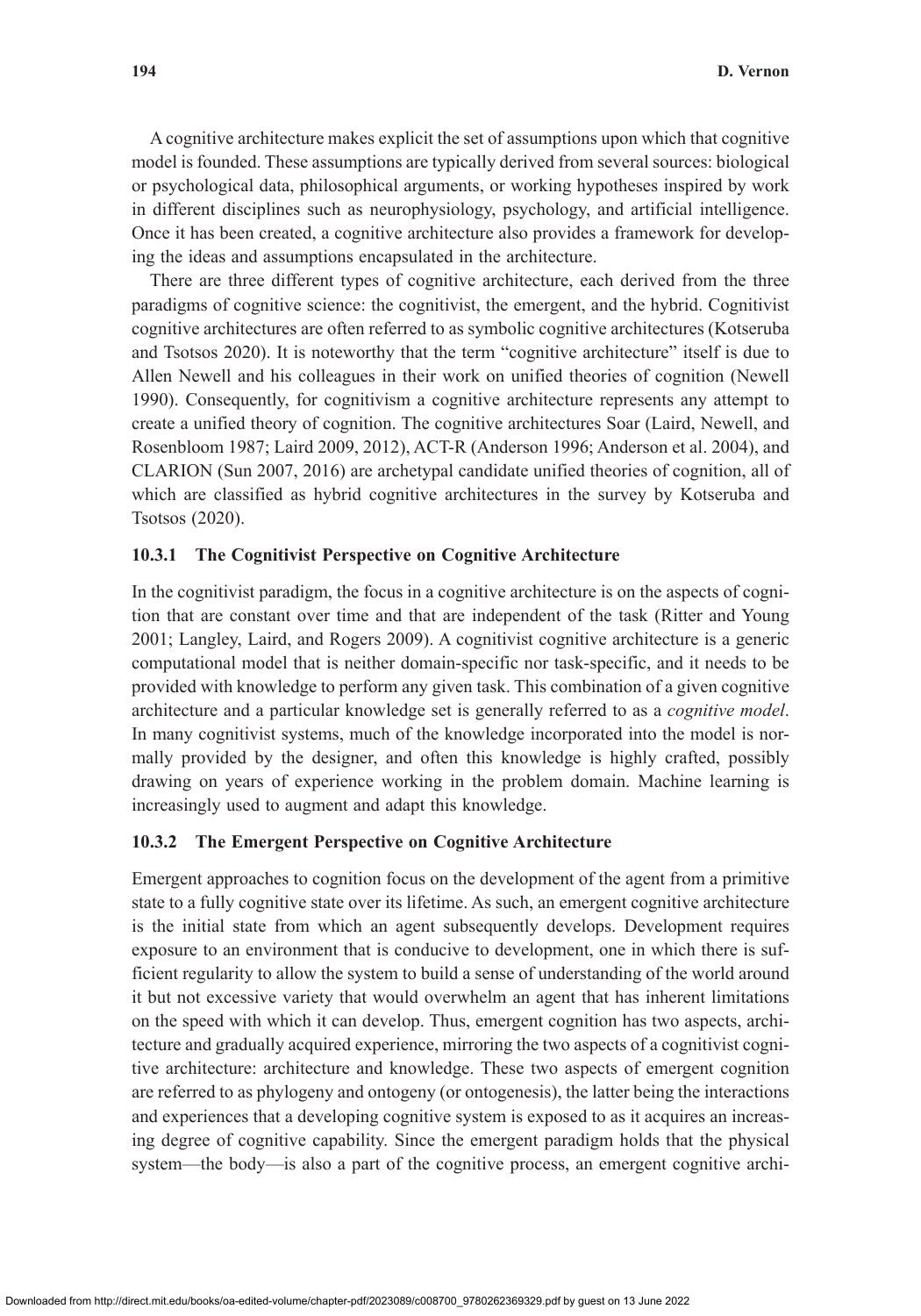A cognitive architecture makes explicit the set of assumptions upon which that cognitive model is founded. These assumptions are typically derived from several sources: biological or psychological data, philosophical arguments, or working hypotheses inspired by work in different disciplines such as neurophysiology, psychology, and artificial intelligence. Once it has been created, a cognitive architecture also provides a framework for developing the ideas and assumptions encapsulated in the architecture.

There are three different types of cognitive architecture, each derived from the three paradigms of cognitive science: the cognitivist, the emergent, and the hybrid. Cognitivist cognitive architectures are often referred to as symbolic cognitive architectures (Kotseruba and Tsotsos 2020). It is noteworthy that the term "cognitive architecture" itself is due to Allen Newell and his colleagues in their work on unified theories of cognition (Newell 1990). Consequently, for cognitivism a cognitive architecture represents any attempt to create a unified theory of cognition. The cognitive architectures Soar (Laird, Newell, and Rosenbloom 1987; Laird 2009, 2012), ACT-R (Anderson 1996; Anderson et al. 2004), and CLARION (Sun 2007, 2016) are archetypal candidate unified theories of cognition, all of which are classified as hybrid cognitive architectures in the survey by Kotseruba and Tsotsos (2020).

### 10.3.1 The Cognitivist Perspective on Cognitive Architecture

In the cognitivist paradigm, the focus in a cognitive architecture is on the aspects of cognition that are constant over time and that are independent of the task (Ritter and Young 2001; Langley, Laird, and Rogers 2009). A cognitivist cognitive architecture is a generic computational model that is neither domain-specific nor task-specific, and it needs to be provided with knowledge to perform any given task. This combination of a given cognitive architecture and a particular knowledge set is generally referred to as a *cognitive model*. In many cognitivist systems, much of the knowledge incorporated into the model is normally provided by the designer, and often this knowledge is highly crafted, possibly drawing on years of experience working in the problem domain. Machine learning is increasingly used to augment and adapt this knowledge.

### 10.3.2 The Emergent Perspective on Cognitive Architecture

Emergent approaches to cognition focus on the development of the agent from a primitive state to a fully cognitive state over its lifetime. As such, an emergent cognitive architecture is the initial state from which an agent subsequently develops. Development requires exposure to an environment that is conducive to development, one in which there is sufficient regularity to allow the system to build a sense of understanding of the world around it but not excessive variety that would overwhelm an agent that has inherent limitations on the speed with which it can develop. Thus, emergent cognition has two aspects, architecture and gradually acquired experience, mirroring the two aspects of a cognitivist cognitive architecture: architecture and knowledge. These two aspects of emergent cognition are referred to as phylogeny and ontogeny (or ontogenesis), the latter being the interactions and experiences that a developing cognitive system is exposed to as it acquires an increasing degree of cognitive capability. Since the emergent paradigm holds that the physical system—the body—is also a part of the cognitive process, an emergent cognitive archi-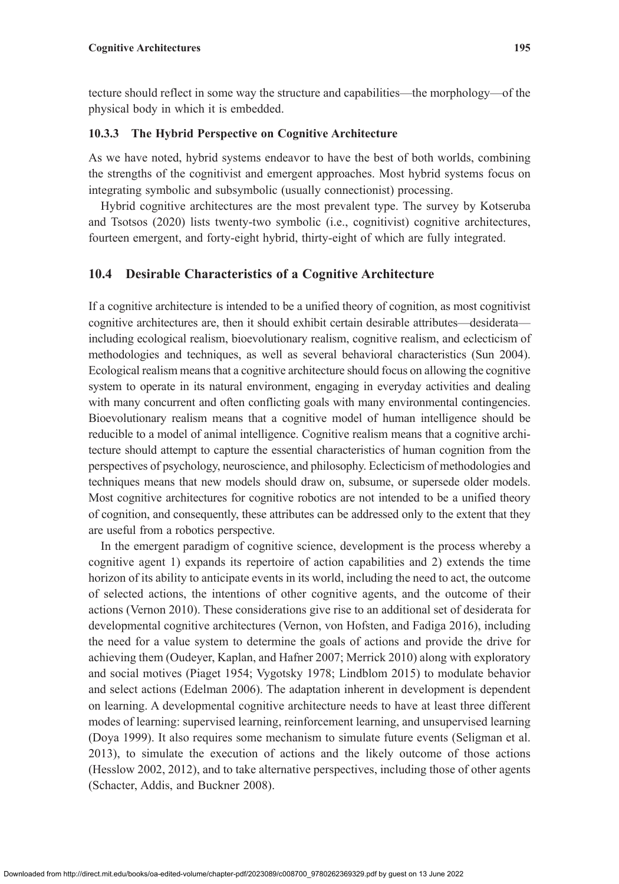tecture should reflect in some way the structure and capabilities—the morphology—of the physical body in which it is embedded.

### 10.3.3 The Hybrid Perspective on Cognitive Architecture

As we have noted, hybrid systems endeavor to have the best of both worlds, combining the strengths of the cognitivist and emergent approaches. Most hybrid systems focus on integrating symbolic and subsymbolic (usually connectionist) processing.

Hybrid cognitive architectures are the most prevalent type. The survey by Kotseruba and Tsotsos (2020) lists twenty-two symbolic (i.e., cognitivist) cognitive architectures, fourteen emergent, and forty-eight hybrid, thirty-eight of which are fully integrated.

## 10.4 Desirable Characteristics of a Cognitive Architecture

If a cognitive architecture is intended to be a unified theory of cognition, as most cognitivist cognitive architectures are, then it should exhibit certain desirable attributes—desiderata—including ecological realism, bioevolutionary realism, cognitive realism, and eclecticism of methodologies and techniques, as well as several behavioral characteristics (Sun 2004). Ecological realism means that a cognitive architecture should focus on allowing the cognitive system to operate in its natural environment, engaging in everyday activities and dealing with many concurrent and often conflicting goals with many environmental contingencies. Bioevolutionary realism means that a cognitive model of human intelligence should be reducible to a model of animal intelligence. Cognitive realism means that a cognitive architecture should attempt to capture the essential characteristics of human cognition from the perspectives of psychology, neuroscience, and philosophy. Eclecticism of methodologies and techniques means that new models should draw on, subsume, or supersede older models. Most cognitive architectures for cognitive robotics are not intended to be a unified theory of cognition, and consequently, these attributes can be addressed only to the extent that they are useful from a robotics perspective.

In the emergent paradigm of cognitive science, development is the process whereby a cognitive agent 1) expands its repertoire of action capabilities and 2) extends the time horizon of its ability to anticipate events in its world, including the need to act, the outcome of selected actions, the intentions of other cognitive agents, and the outcome of their actions (Vernon 2010). These considerations give rise to an additional set of desiderata for developmental cognitive architectures (Vernon, von Hofsten, and Fadiga 2016), including the need for a value system to determine the goals of actions and provide the drive for achieving them (Oudeyer, Kaplan, and Hafner 2007; Merrick 2010) along with exploratory and social motives (Piaget 1954; Vygotsky 1978; Lindblom 2015) to modulate behavior and select actions (Edelman 2006). The adaptation inherent in development is dependent on learning. A developmental cognitive architecture needs to have at least three different modes of learning: supervised learning, reinforcement learning, and unsupervised learning (Doya 1999). It also requires some mechanism to simulate future events (Seligman et al. 2013), to simulate the execution of actions and the likely outcome of those actions (Hesslow 2002, 2012), and to take alternative perspectives, including those of other agents (Schacter, Addis, and Buckner 2008).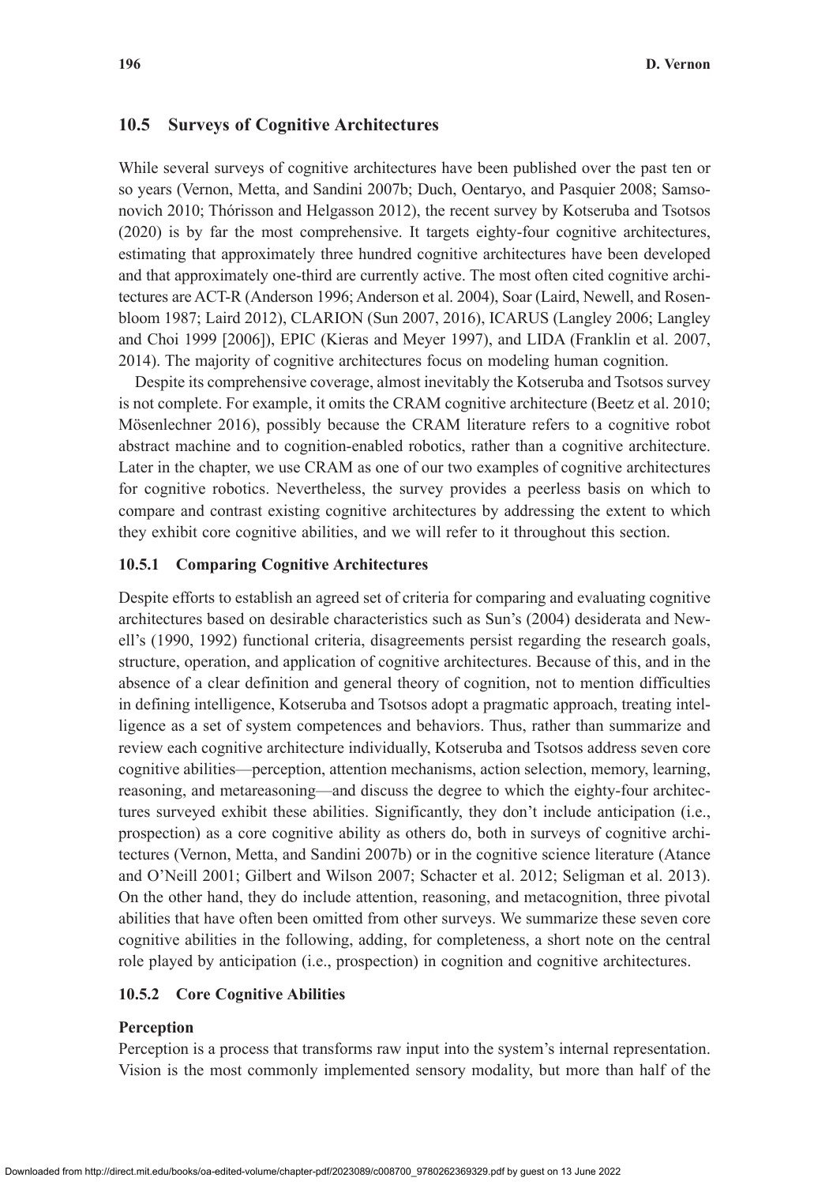## 10.5 Surveys of Cognitive Architectures

While several surveys of cognitive architectures have been published over the past ten or so years (Vernon, Metta, and Sandini 2007b; Duch, Oentaryo, and Pasquier 2008; Samsonovich 2010; Thórisson and Helgasson 2012), the recent survey by Kotseruba and Tsotsos (2020) is by far the most comprehensive. It targets eighty-four cognitive architectures, estimating that approximately three hundred cognitive architectures have been developed and that approximately one-third are currently active. The most often cited cognitive architectures are ACT-R (Anderson 1996; Anderson et al. 2004), Soar (Laird, Newell, and Rosenbloom 1987; Laird 2012), CLARION (Sun 2007, 2016), ICARUS (Langley 2006; Langley and Choi 1999 [2006]), EPIC (Kieras and Meyer 1997), and LIDA (Franklin et al. 2007, 2014). The majority of cognitive architectures focus on modeling human cognition.

Despite its comprehensive coverage, almost inevitably the Kotseruba and Tsotsos survey is not complete. For example, it omits the CRAM cognitive architecture (Beetz et al. 2010; Mösenlechner 2016), possibly because the CRAM literature refers to a cognitive robot abstract machine and to cognition-enabled robotics, rather than a cognitive architecture. Later in the chapter, we use CRAM as one of our two examples of cognitive architectures for cognitive robotics. Nevertheless, the survey provides a peerless basis on which to compare and contrast existing cognitive architectures by addressing the extent to which they exhibit core cognitive abilities, and we will refer to it throughout this section.

### 10.5.1 Comparing Cognitive Architectures

Despite efforts to establish an agreed set of criteria for comparing and evaluating cognitive architectures based on desirable characteristics such as Sun's (2004) desiderata and Newell's (1990, 1992) functional criteria, disagreements persist regarding the research goals, structure, operation, and application of cognitive architectures. Because of this, and in the absence of a clear definition and general theory of cognition, not to mention difficulties in defining intelligence, Kotseruba and Tsotsos adopt a pragmatic approach, treating intelligence as a set of system competences and behaviors. Thus, rather than summarize and review each cognitive architecture individually, Kotseruba and Tsotsos address seven core cognitive abilities—perception, attention mechanisms, action selection, memory, learning, reasoning, and metareasoning—and discuss the degree to which the eighty-four architectures surveyed exhibit these abilities. Significantly, they don't include anticipation (i.e., prospection) as a core cognitive ability as others do, both in surveys of cognitive architectures (Vernon, Metta, and Sandini 2007b) or in the cognitive science literature (Atance and O'Neill 2001; Gilbert and Wilson 2007; Schacter et al. 2012; Seligman et al. 2013). On the other hand, they do include attention, reasoning, and metacognition, three pivotal abilities that have often been omitted from other surveys. We summarize these seven core cognitive abilities in the following, adding, for completeness, a short note on the central role played by anticipation (i.e., prospection) in cognition and cognitive architectures.

### 10.5.2 Core Cognitive Abilities

**Perception**

Perception is a process that transforms raw input into the system's internal representation. Vision is the most commonly implemented sensory modality, but more than half of the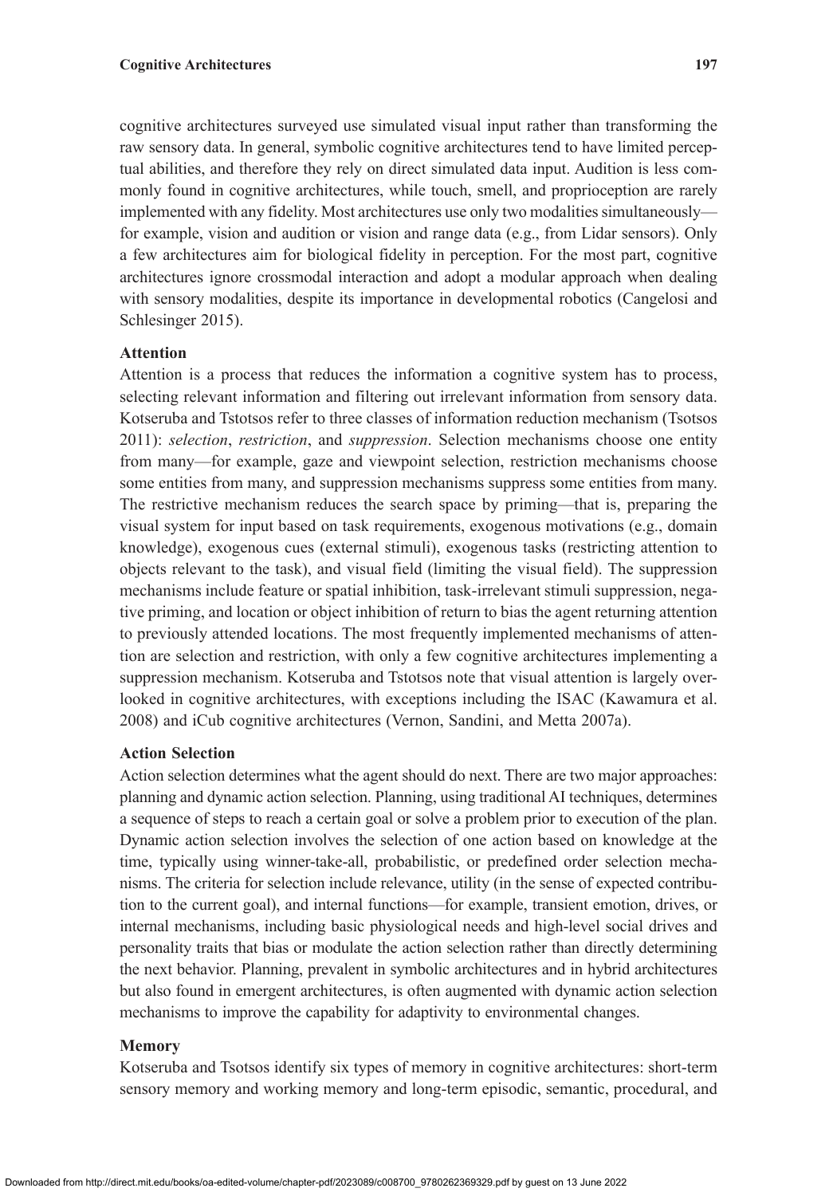cognitive architectures surveyed use simulated visual input rather than transforming the raw sensory data. In general, symbolic cognitive architectures tend to have limited perceptual abilities, and therefore they rely on direct simulated data input. Audition is less commonly found in cognitive architectures, while touch, smell, and proprioception are rarely implemented with any fidelity. Most architectures use only two modalities simultaneously—for example, vision and audition or vision and range data (e.g., from Lidar sensors). Only a few architectures aim for biological fidelity in perception. For the most part, cognitive architectures ignore crossmodal interaction and adopt a modular approach when dealing with sensory modalities, despite its importance in developmental robotics (Cangelosi and Schlesinger 2015).

### Attention

Attention is a process that reduces the information a cognitive system has to process, selecting relevant information and filtering out irrelevant information from sensory data. Kotseruba and Tstotsos refer to three classes of information reduction mechanism (Tsotsos 2011): *selection*, *restriction*, and *suppression*. Selection mechanisms choose one entity from many—for example, gaze and viewpoint selection, restriction mechanisms choose some entities from many, and suppression mechanisms suppress some entities from many. The restrictive mechanism reduces the search space by priming—that is, preparing the visual system for input based on task requirements, exogenous motivations (e.g., domain knowledge), exogenous cues (external stimuli), exogenous tasks (restricting attention to objects relevant to the task), and visual field (limiting the visual field). The suppression mechanisms include feature or spatial inhibition, task-irrelevant stimuli suppression, negative priming, and location or object inhibition of return to bias the agent returning attention to previously attended locations. The most frequently implemented mechanisms of attention are selection and restriction, with only a few cognitive architectures implementing a suppression mechanism. Kotseruba and Tstotsos note that visual attention is largely overlooked in cognitive architectures, with exceptions including the ISAC (Kawamura et al. 2008) and iCub cognitive architectures (Vernon, Sandini, and Metta 2007a).

### Action Selection

Action selection determines what the agent should do next. There are two major approaches: planning and dynamic action selection. Planning, using traditional AI techniques, determines a sequence of steps to reach a certain goal or solve a problem prior to execution of the plan. Dynamic action selection involves the selection of one action based on knowledge at the time, typically using winner-take-all, probabilistic, or predefined order selection mechanisms. The criteria for selection include relevance, utility (in the sense of expected contribution to the current goal), and internal functions—for example, transient emotion, drives, or internal mechanisms, including basic physiological needs and high-level social drives and personality traits that bias or modulate the action selection rather than directly determining the next behavior. Planning, prevalent in symbolic architectures and in hybrid architectures but also found in emergent architectures, is often augmented with dynamic action selection mechanisms to improve the capability for adaptivity to environmental changes.

### Memory

Kotseruba and Tsotsos identify six types of memory in cognitive architectures: short-term sensory memory and working memory and long-term episodic, semantic, procedural, and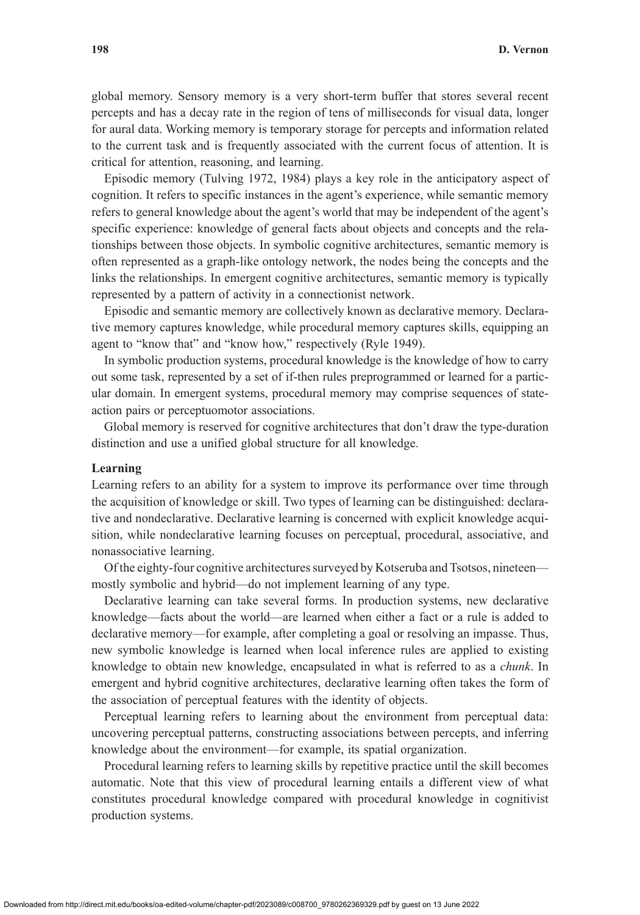global memory. Sensory memory is a very short-term buffer that stores several recent percepts and has a decay rate in the region of tens of milliseconds for visual data, longer for aural data. Working memory is temporary storage for percepts and information related to the current task and is frequently associated with the current focus of attention. It is critical for attention, reasoning, and learning.

Episodic memory (Tulving 1972, 1984) plays a key role in the anticipatory aspect of cognition. It refers to specific instances in the agent's experience, while semantic memory refers to general knowledge about the agent's world that may be independent of the agent's specific experience: knowledge of general facts about objects and concepts and the relationships between those objects. In symbolic cognitive architectures, semantic memory is often represented as a graph-like ontology network, the nodes being the concepts and the links the relationships. In emergent cognitive architectures, semantic memory is typically represented by a pattern of activity in a connectionist network.

Episodic and semantic memory are collectively known as declarative memory. Declarative memory captures knowledge, while procedural memory captures skills, equipping an agent to "know that" and "know how," respectively (Ryle 1949).

In symbolic production systems, procedural knowledge is the knowledge of how to carry out some task, represented by a set of if-then rules preprogrammed or learned for a particular domain. In emergent systems, procedural memory may comprise sequences of state-action pairs or perceptuomotor associations.

Global memory is reserved for cognitive architectures that don't draw the type-duration distinction and use a unified global structure for all knowledge.

**Learning**

Learning refers to an ability for a system to improve its performance over time through the acquisition of knowledge or skill. Two types of learning can be distinguished: declarative and nondeclarative. Declarative learning is concerned with explicit knowledge acquisition, while nondeclarative learning focuses on perceptual, procedural, associative, and nonassociative learning.

Of the eighty-four cognitive architectures surveyed by Kotseruba and Tsotsos, nineteen—mostly symbolic and hybrid—do not implement learning of any type.

Declarative learning can take several forms. In production systems, new declarative knowledge—facts about the world—are learned when either a fact or a rule is added to declarative memory—for example, after completing a goal or resolving an impasse. Thus, new symbolic knowledge is learned when local inference rules are applied to existing knowledge to obtain new knowledge, encapsulated in what is referred to as a *chunk*. In emergent and hybrid cognitive architectures, declarative learning often takes the form of the association of perceptual features with the identity of objects.

Perceptual learning refers to learning about the environment from perceptual data: uncovering perceptual patterns, constructing associations between percepts, and inferring knowledge about the environment—for example, its spatial organization.

Procedural learning refers to learning skills by repetitive practice until the skill becomes automatic. Note that this view of procedural learning entails a different view of what constitutes procedural knowledge compared with procedural knowledge in cognitivist production systems.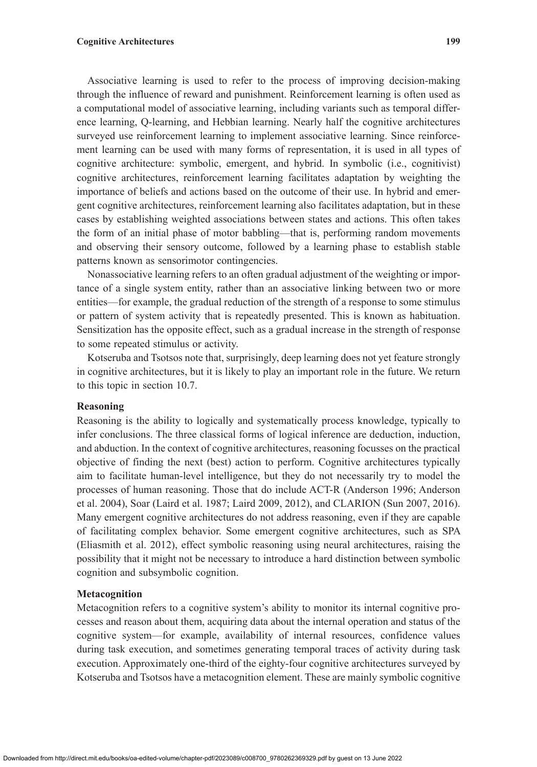Associative learning is used to refer to the process of improving decision-making through the influence of reward and punishment. Reinforcement learning is often used as a computational model of associative learning, including variants such as temporal difference learning, Q-learning, and Hebbian learning. Nearly half the cognitive architectures surveyed use reinforcement learning to implement associative learning. Since reinforcement learning can be used with many forms of representation, it is used in all types of cognitive architecture: symbolic, emergent, and hybrid. In symbolic (i.e., cognitivist) cognitive architectures, reinforcement learning facilitates adaptation by weighting the importance of beliefs and actions based on the outcome of their use. In hybrid and emergent cognitive architectures, reinforcement learning also facilitates adaptation, but in these cases by establishing weighted associations between states and actions. This often takes the form of an initial phase of motor babbling—that is, performing random movements and observing their sensory outcome, followed by a learning phase to establish stable patterns known as sensorimotor contingencies.

Nonassociative learning refers to an often gradual adjustment of the weighting or importance of a single system entity, rather than an associative linking between two or more entities—for example, the gradual reduction of the strength of a response to some stimulus or pattern of system activity that is repeatedly presented. This is known as habituation. Sensitization has the opposite effect, such as a gradual increase in the strength of response to some repeated stimulus or activity.

Kotseruba and Tsotsos note that, surprisingly, deep learning does not yet feature strongly in cognitive architectures, but it is likely to play an important role in the future. We return to this topic in section 10.7.

**Reasoning**

Reasoning is the ability to logically and systematically process knowledge, typically to infer conclusions. The three classical forms of logical inference are deduction, induction, and abduction. In the context of cognitive architectures, reasoning focusses on the practical objective of finding the next (best) action to perform. Cognitive architectures typically aim to facilitate human-level intelligence, but they do not necessarily try to model the processes of human reasoning. Those that do include ACT-R (Anderson 1996; Anderson et al. 2004), Soar (Laird et al. 1987; Laird 2009, 2012), and CLARION (Sun 2007, 2016). Many emergent cognitive architectures do not address reasoning, even if they are capable of facilitating complex behavior. Some emergent cognitive architectures, such as SPA (Eliasmith et al. 2012), effect symbolic reasoning using neural architectures, raising the possibility that it might not be necessary to introduce a hard distinction between symbolic cognition and subsymbolic cognition.

**Metacognition**

Metacognition refers to a cognitive system's ability to monitor its internal cognitive processes and reason about them, acquiring data about the internal operation and status of the cognitive system—for example, availability of internal resources, confidence values during task execution, and sometimes generating temporal traces of activity during task execution. Approximately one-third of the eighty-four cognitive architectures surveyed by Kotseruba and Tsotsos have a metacognition element. These are mainly symbolic cognitive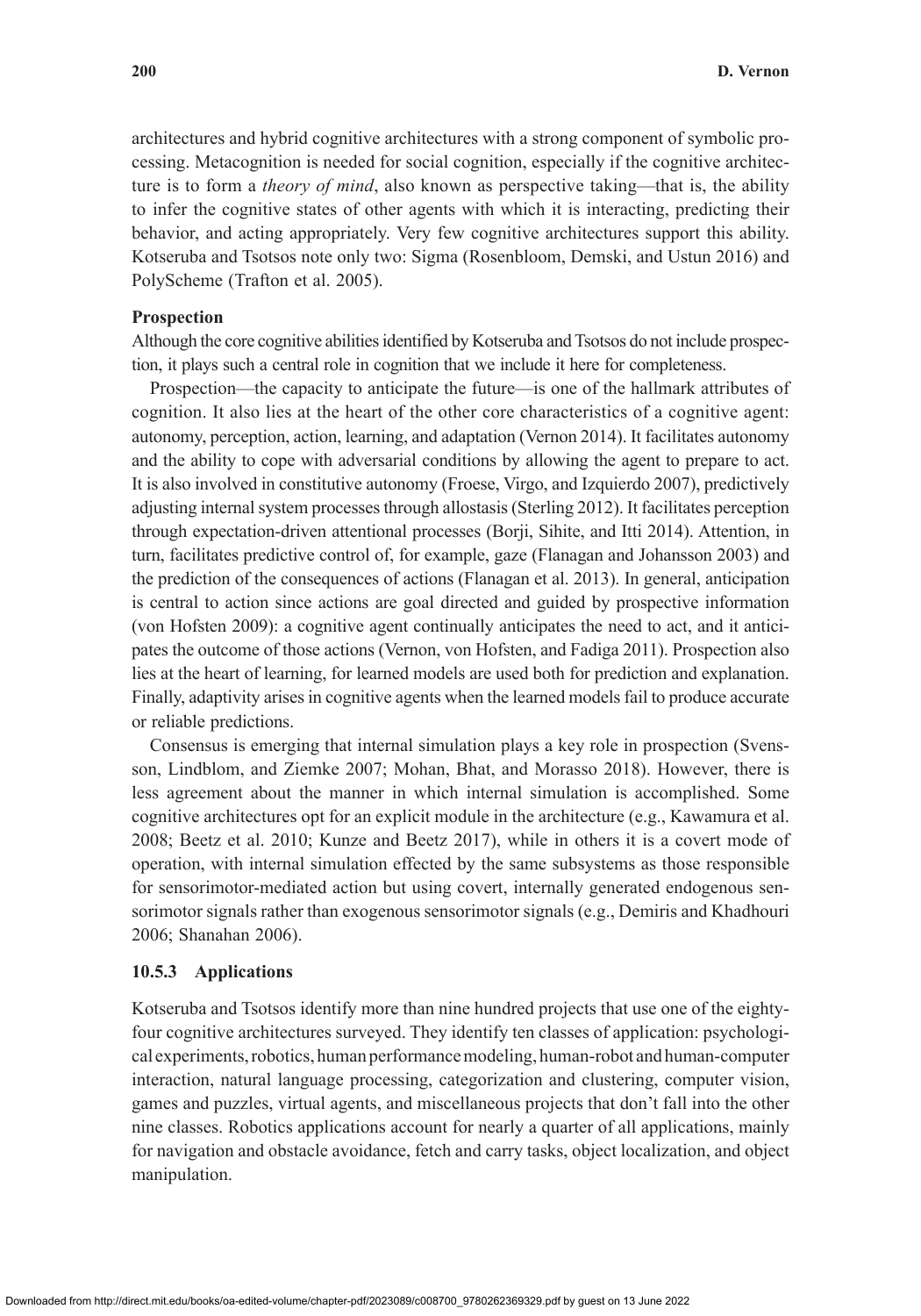architectures and hybrid cognitive architectures with a strong component of symbolic processing. Metacognition is needed for social cognition, especially if the cognitive architecture is to form a *theory of mind*, also known as perspective taking—that is, the ability to infer the cognitive states of other agents with which it is interacting, predicting their behavior, and acting appropriately. Very few cognitive architectures support this ability. Kotseruba and Tsotsos note only two: Sigma (Rosenbloom, Demski, and Ustun 2016) and PolyScheme (Trafton et al. 2005).

**Prospection**

Although the core cognitive abilities identified by Kotseruba and Tsotsos do not include prospection, it plays such a central role in cognition that we include it here for completeness.

Prospection—the capacity to anticipate the future—is one of the hallmark attributes of cognition. It also lies at the heart of the other core characteristics of a cognitive agent: autonomy, perception, action, learning, and adaptation (Vernon 2014). It facilitates autonomy and the ability to cope with adversarial conditions by allowing the agent to prepare to act. It is also involved in constitutive autonomy (Froese, Virgo, and Izquierdo 2007), predictively adjusting internal system processes through allostasis (Sterling 2012). It facilitates perception through expectation-driven attentional processes (Borji, Sihite, and Itti 2014). Attention, in turn, facilitates predictive control of, for example, gaze (Flanagan and Johansson 2003) and the prediction of the consequences of actions (Flanagan et al. 2013). In general, anticipation is central to action since actions are goal directed and guided by prospective information (von Hofsten 2009): a cognitive agent continually anticipates the need to act, and it anticipates the outcome of those actions (Vernon, von Hofsten, and Fadiga 2011). Prospection also lies at the heart of learning, for learned models are used both for prediction and explanation. Finally, adaptivity arises in cognitive agents when the learned models fail to produce accurate or reliable predictions.

Consensus is emerging that internal simulation plays a key role in prospection (Svensson, Lindblom, and Ziemke 2007; Mohan, Bhat, and Morasso 2018). However, there is less agreement about the manner in which internal simulation is accomplished. Some cognitive architectures opt for an explicit module in the architecture (e.g., Kawamura et al. 2008; Beetz et al. 2010; Kunze and Beetz 2017), while in others it is a covert mode of operation, with internal simulation effected by the same subsystems as those responsible for sensorimotor-mediated action but using covert, internally generated endogenous sensorimotor signals rather than exogenous sensorimotor signals (e.g., Demiris and Khadhouri 2006; Shanahan 2006).

### 10.5.3 Applications

Kotseruba and Tsotsos identify more than nine hundred projects that use one of the eighty-four cognitive architectures surveyed. They identify ten classes of application: psychological experiments, robotics, human performance modeling, human-robot and human-computer interaction, natural language processing, categorization and clustering, computer vision, games and puzzles, virtual agents, and miscellaneous projects that don't fall into the other nine classes. Robotics applications account for nearly a quarter of all applications, mainly for navigation and obstacle avoidance, fetch and carry tasks, object localization, and object manipulation.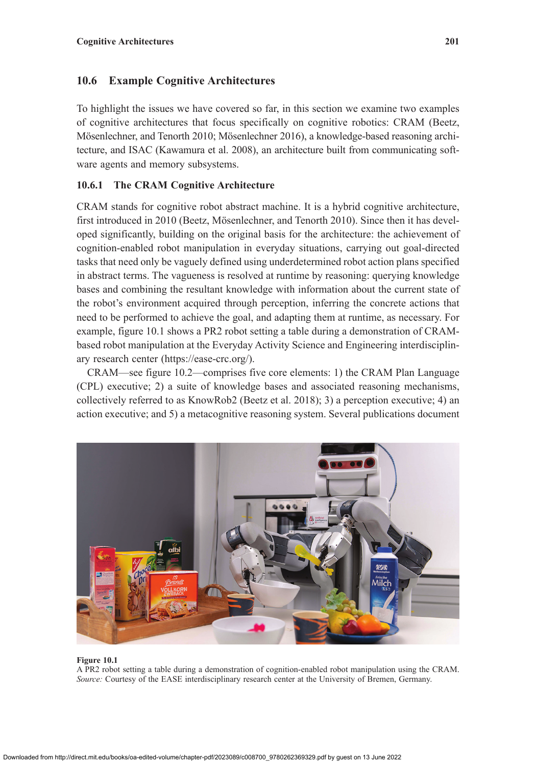## 10.6 Example Cognitive Architectures

To highlight the issues we have covered so far, in this section we examine two examples of cognitive architectures that focus specifically on cognitive robotics: CRAM (Beetz, Mösenlechner, and Tenorth 2010; Mösenlechner 2016), a knowledge-based reasoning architecture, and ISAC (Kawamura et al. 2008), an architecture built from communicating software agents and memory subsystems.

### 10.6.1 The CRAM Cognitive Architecture

CRAM stands for cognitive robot abstract machine. It is a hybrid cognitive architecture, first introduced in 2010 (Beetz, Mösenlechner, and Tenorth 2010). Since then it has developed significantly, building on the original basis for the architecture: the achievement of cognition-enabled robot manipulation in everyday situations, carrying out goal-directed tasks that need only be vaguely defined using underdetermined robot action plans specified in abstract terms. The vagueness is resolved at runtime by reasoning: querying knowledge bases and combining the resultant knowledge with information about the current state of the robot's environment acquired through perception, inferring the concrete actions that need to be performed to achieve the goal, and adapting them at runtime, as necessary. For example, figure 10.1 shows a PR2 robot setting a table during a demonstration of CRAM-based robot manipulation at the Everyday Activity Science and Engineering interdisciplinary research center (https://ease-crc.org/).

CRAM—see figure 10.2—comprises five core elements: 1) the CRAM Plan Language (CPL) executive; 2) a suite of knowledge bases and associated reasoning mechanisms, collectively referred to as KnowRob2 (Beetz et al. 2018); 3) a perception executive; 4) an action executive; and 5) a metacognitive reasoning system. Several publications document

**Figure 10.1**
A PR2 robot setting a table during a demonstration of cognition-enabled robot manipulation using the CRAM. *Source:* Courtesy of the EASE interdisciplinary research center at the University of Bremen, Germany.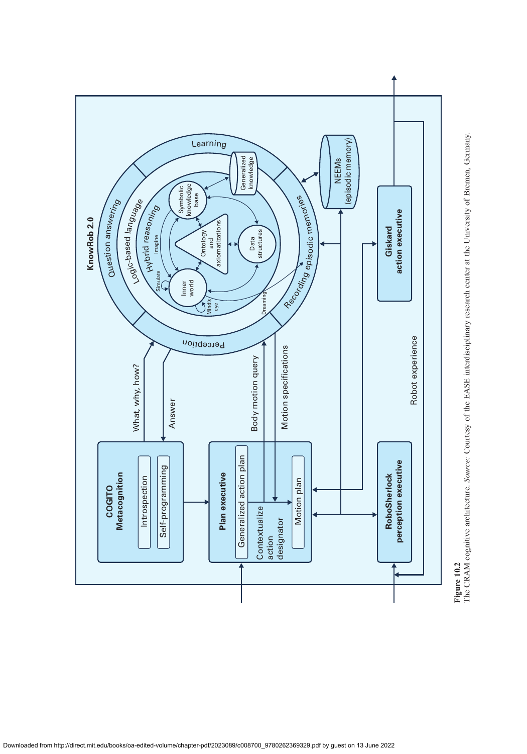**Figure 10.2**
The CRAM cognitive architecture. *Source*: Courtesy of the EASE interdisciplinary research center at the University of Bremen, Germany.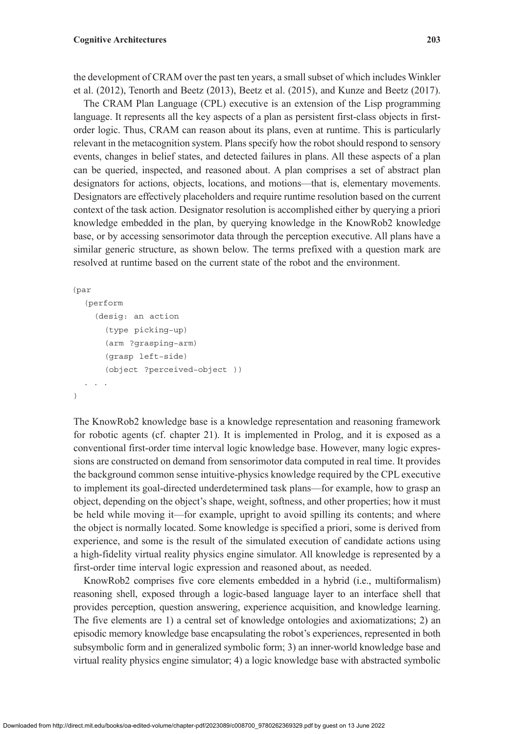the development of CRAM over the past ten years, a small subset of which includes Winkler et al. (2012), Tenorth and Beetz (2013), Beetz et al. (2015), and Kunze and Beetz (2017).

The CRAM Plan Language (CPL) executive is an extension of the Lisp programming language. It represents all the key aspects of a plan as persistent first-class objects in first-order logic. Thus, CRAM can reason about its plans, even at runtime. This is particularly relevant in the metacognition system. Plans specify how the robot should respond to sensory events, changes in belief states, and detected failures in plans. All these aspects of a plan can be queried, inspected, and reasoned about. A plan comprises a set of abstract plan designators for actions, objects, locations, and motions—that is, elementary movements. Designators are effectively placeholders and require runtime resolution based on the current context of the task action. Designator resolution is accomplished either by querying a priori knowledge embedded in the plan, by querying knowledge in the KnowRob2 knowledge base, or by accessing sensorimotor data through the perception executive. All plans have a similar generic structure, as shown below. The terms prefixed with a question mark are resolved at runtime based on the current state of the robot and the environment.

```
(par
  (perform
    (desig: an action
      (type picking-up)
      (arm ?grasping-arm)
      (grasp left-side)
      (object ?perceived-object ))
  . . .
)
```

The KnowRob2 knowledge base is a knowledge representation and reasoning framework for robotic agents (cf. chapter 21). It is implemented in Prolog, and it is exposed as a conventional first-order time interval logic knowledge base. However, many logic expressions are constructed on demand from sensorimotor data computed in real time. It provides the background common sense intuitive-physics knowledge required by the CPL executive to implement its goal-directed underdetermined task plans—for example, how to grasp an object, depending on the object's shape, weight, softness, and other properties; how it must be held while moving it—for example, upright to avoid spilling its contents; and where the object is normally located. Some knowledge is specified a priori, some is derived from experience, and some is the result of the simulated execution of candidate actions using a high-fidelity virtual reality physics engine simulator. All knowledge is represented by a first-order time interval logic expression and reasoned about, as needed.

KnowRob2 comprises five core elements embedded in a hybrid (i.e., multiformalism) reasoning shell, exposed through a logic-based language layer to an interface shell that provides perception, question answering, experience acquisition, and knowledge learning. The five elements are 1) a central set of knowledge ontologies and axiomatizations; 2) an episodic memory knowledge base encapsulating the robot's experiences, represented in both subsymbolic form and in generalized symbolic form; 3) an inner-world knowledge base and virtual reality physics engine simulator; 4) a logic knowledge base with abstracted symbolic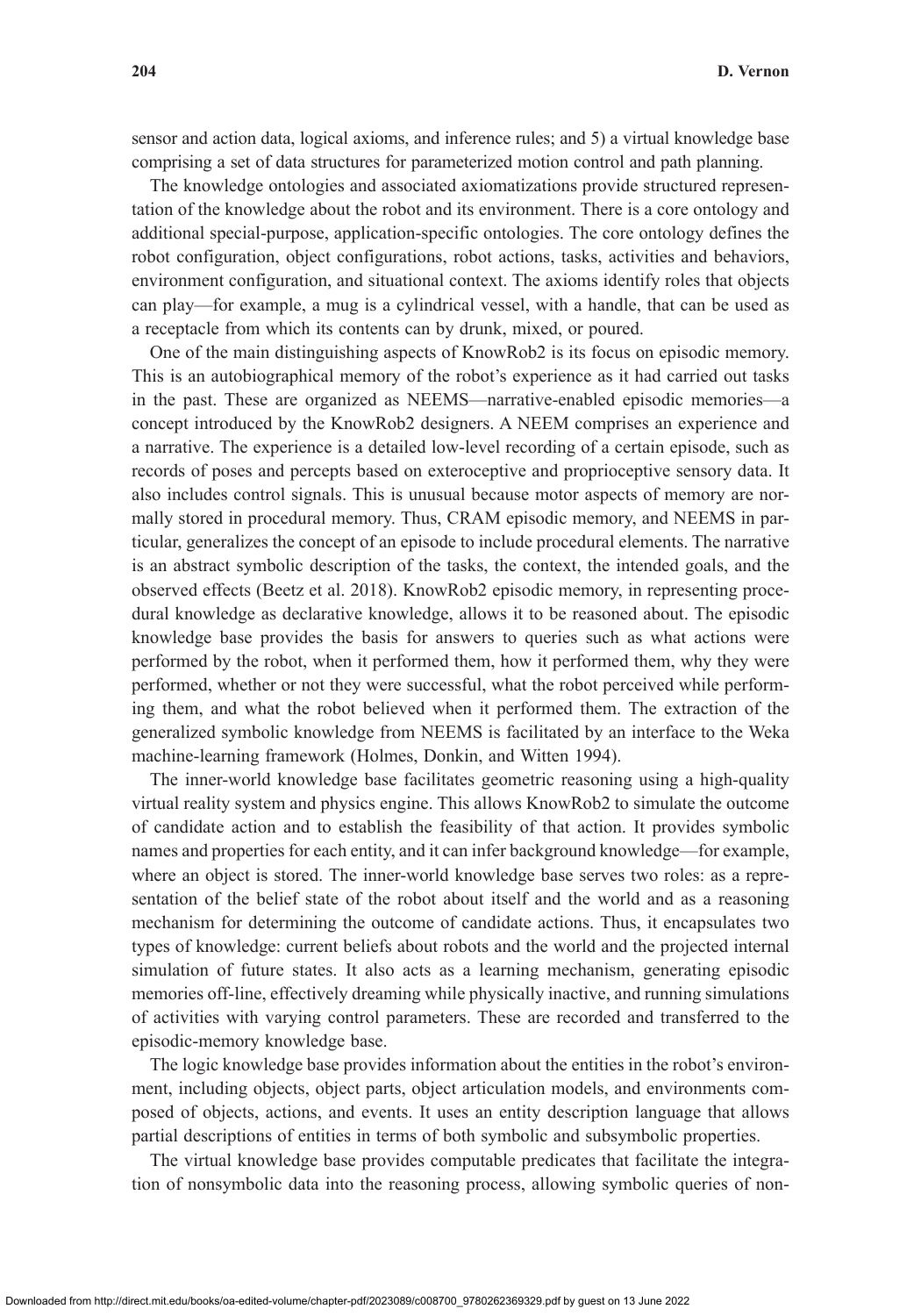sensor and action data, logical axioms, and inference rules; and 5) a virtual knowledge base comprising a set of data structures for parameterized motion control and path planning.

The knowledge ontologies and associated axiomatizations provide structured representation of the knowledge about the robot and its environment. There is a core ontology and additional special-purpose, application-specific ontologies. The core ontology defines the robot configuration, object configurations, robot actions, tasks, activities and behaviors, environment configuration, and situational context. The axioms identify roles that objects can play—for example, a mug is a cylindrical vessel, with a handle, that can be used as a receptacle from which its contents can by drunk, mixed, or poured.

One of the main distinguishing aspects of KnowRob2 is its focus on episodic memory. This is an autobiographical memory of the robot's experience as it had carried out tasks in the past. These are organized as NEEMS—narrative-enabled episodic memories—a concept introduced by the KnowRob2 designers. A NEEM comprises an experience and a narrative. The experience is a detailed low-level recording of a certain episode, such as records of poses and percepts based on exteroceptive and proprioceptive sensory data. It also includes control signals. This is unusual because motor aspects of memory are normally stored in procedural memory. Thus, CRAM episodic memory, and NEEMS in particular, generalizes the concept of an episode to include procedural elements. The narrative is an abstract symbolic description of the tasks, the context, the intended goals, and the observed effects (Beetz et al. 2018). KnowRob2 episodic memory, in representing procedural knowledge as declarative knowledge, allows it to be reasoned about. The episodic knowledge base provides the basis for answers to queries such as what actions were performed by the robot, when it performed them, how it performed them, why they were performed, whether or not they were successful, what the robot perceived while performing them, and what the robot believed when it performed them. The extraction of the generalized symbolic knowledge from NEEMS is facilitated by an interface to the Weka machine-learning framework (Holmes, Donkin, and Witten 1994).

The inner-world knowledge base facilitates geometric reasoning using a high-quality virtual reality system and physics engine. This allows KnowRob2 to simulate the outcome of candidate action and to establish the feasibility of that action. It provides symbolic names and properties for each entity, and it can infer background knowledge—for example, where an object is stored. The inner-world knowledge base serves two roles: as a representation of the belief state of the robot about itself and the world and as a reasoning mechanism for determining the outcome of candidate actions. Thus, it encapsulates two types of knowledge: current beliefs about robots and the world and the projected internal simulation of future states. It also acts as a learning mechanism, generating episodic memories off-line, effectively dreaming while physically inactive, and running simulations of activities with varying control parameters. These are recorded and transferred to the episodic-memory knowledge base.

The logic knowledge base provides information about the entities in the robot's environment, including objects, object parts, object articulation models, and environments composed of objects, actions, and events. It uses an entity description language that allows partial descriptions of entities in terms of both symbolic and subsymbolic properties.

The virtual knowledge base provides computable predicates that facilitate the integration of nonsymbolic data into the reasoning process, allowing symbolic queries of non-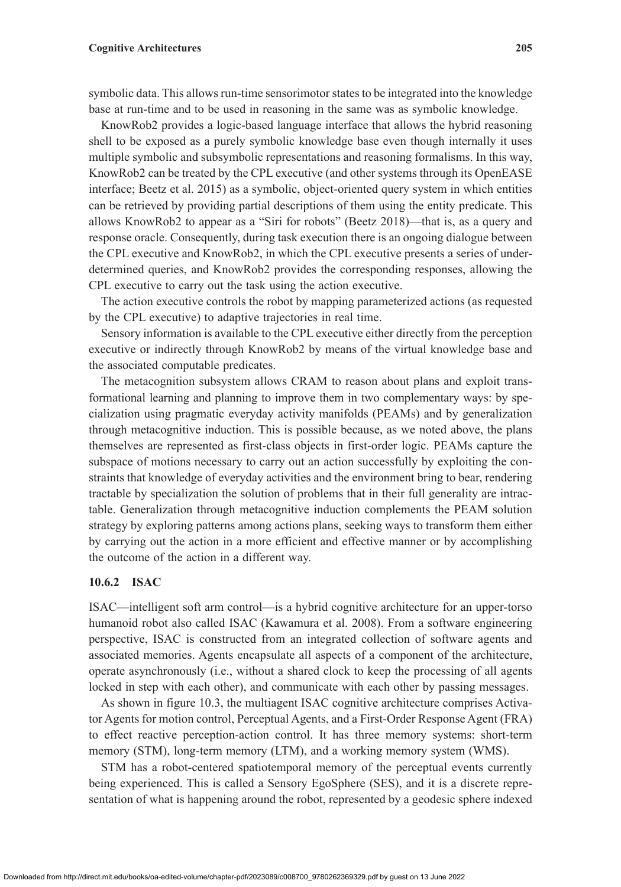symbolic data. This allows run-time sensorimotor states to be integrated into the knowledge base at run-time and to be used in reasoning in the same was as symbolic knowledge.

KnowRob2 provides a logic-based language interface that allows the hybrid reasoning shell to be exposed as a purely symbolic knowledge base even though internally it uses multiple symbolic and subsymbolic representations and reasoning formalisms. In this way, KnowRob2 can be treated by the CPL executive (and other systems through its OpenEASE interface; Beetz et al. 2015) as a symbolic, object-oriented query system in which entities can be retrieved by providing partial descriptions of them using the entity predicate. This allows KnowRob2 to appear as a "Siri for robots" (Beetz 2018)—that is, as a query and response oracle. Consequently, during task execution there is an ongoing dialogue between the CPL executive and KnowRob2, in which the CPL executive presents a series of underdetermined queries, and KnowRob2 provides the corresponding responses, allowing the CPL executive to carry out the task using the action executive.

The action executive controls the robot by mapping parameterized actions (as requested by the CPL executive) to adaptive trajectories in real time.

Sensory information is available to the CPL executive either directly from the perception executive or indirectly through KnowRob2 by means of the virtual knowledge base and the associated computable predicates.

The metacognition subsystem allows CRAM to reason about plans and exploit transformational learning and planning to improve them in two complementary ways: by specialization using pragmatic everyday activity manifolds (PEAMs) and by generalization through metacognitive induction. This is possible because, as we noted above, the plans themselves are represented as first-class objects in first-order logic. PEAMs capture the subspace of motions necessary to carry out an action successfully by exploiting the constraints that knowledge of everyday activities and the environment bring to bear, rendering tractable by specialization the solution of problems that in their full generality are intractable. Generalization through metacognitive induction complements the PEAM solution strategy by exploring patterns among actions plans, seeking ways to transform them either by carrying out the action in a more efficient and effective manner or by accomplishing the outcome of the action in a different way.

### 10.6.2 ISAC

ISAC—intelligent soft arm control—is a hybrid cognitive architecture for an upper-torso humanoid robot also called ISAC (Kawamura et al. 2008). From a software engineering perspective, ISAC is constructed from an integrated collection of software agents and associated memories. Agents encapsulate all aspects of a component of the architecture, operate asynchronously (i.e., without a shared clock to keep the processing of all agents locked in step with each other), and communicate with each other by passing messages.

As shown in figure 10.3, the multiagent ISAC cognitive architecture comprises Activator Agents for motion control, Perceptual Agents, and a First-Order Response Agent (FRA) to effect reactive perception-action control. It has three memory systems: short-term memory (STM), long-term memory (LTM), and a working memory system (WMS).

STM has a robot-centered spatiotemporal memory of the perceptual events currently being experienced. This is called a Sensory EgoSphere (SES), and it is a discrete representation of what is happening around the robot, represented by a geodesic sphere indexed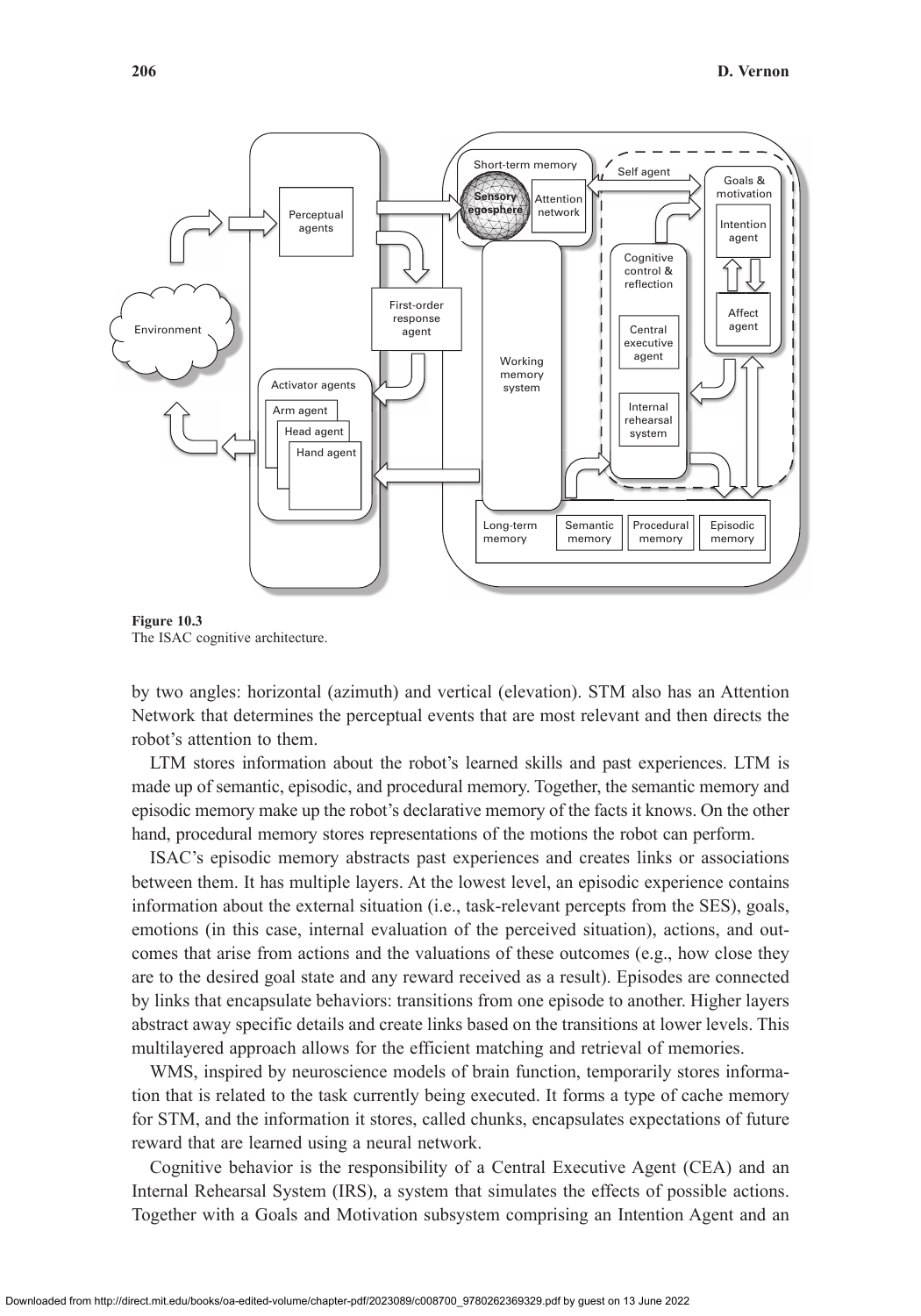**Figure 10.3**
The ISAC cognitive architecture.

by two angles: horizontal (azimuth) and vertical (elevation). STM also has an Attention Network that determines the perceptual events that are most relevant and then directs the robot's attention to them.

LTM stores information about the robot's learned skills and past experiences. LTM is made up of semantic, episodic, and procedural memory. Together, the semantic memory and episodic memory make up the robot's declarative memory of the facts it knows. On the other hand, procedural memory stores representations of the motions the robot can perform.

ISAC's episodic memory abstracts past experiences and creates links or associations between them. It has multiple layers. At the lowest level, an episodic experience contains information about the external situation (i.e., task-relevant percepts from the SES), goals, emotions (in this case, internal evaluation of the perceived situation), actions, and outcomes that arise from actions and the valuations of these outcomes (e.g., how close they are to the desired goal state and any reward received as a result). Episodes are connected by links that encapsulate behaviors: transitions from one episode to another. Higher layers abstract away specific details and create links based on the transitions at lower levels. This multilayered approach allows for the efficient matching and retrieval of memories.

WMS, inspired by neuroscience models of brain function, temporarily stores information that is related to the task currently being executed. It forms a type of cache memory for STM, and the information it stores, called chunks, encapsulates expectations of future reward that are learned using a neural network.

Cognitive behavior is the responsibility of a Central Executive Agent (CEA) and an Internal Rehearsal System (IRS), a system that simulates the effects of possible actions. Together with a Goals and Motivation subsystem comprising an Intention Agent and an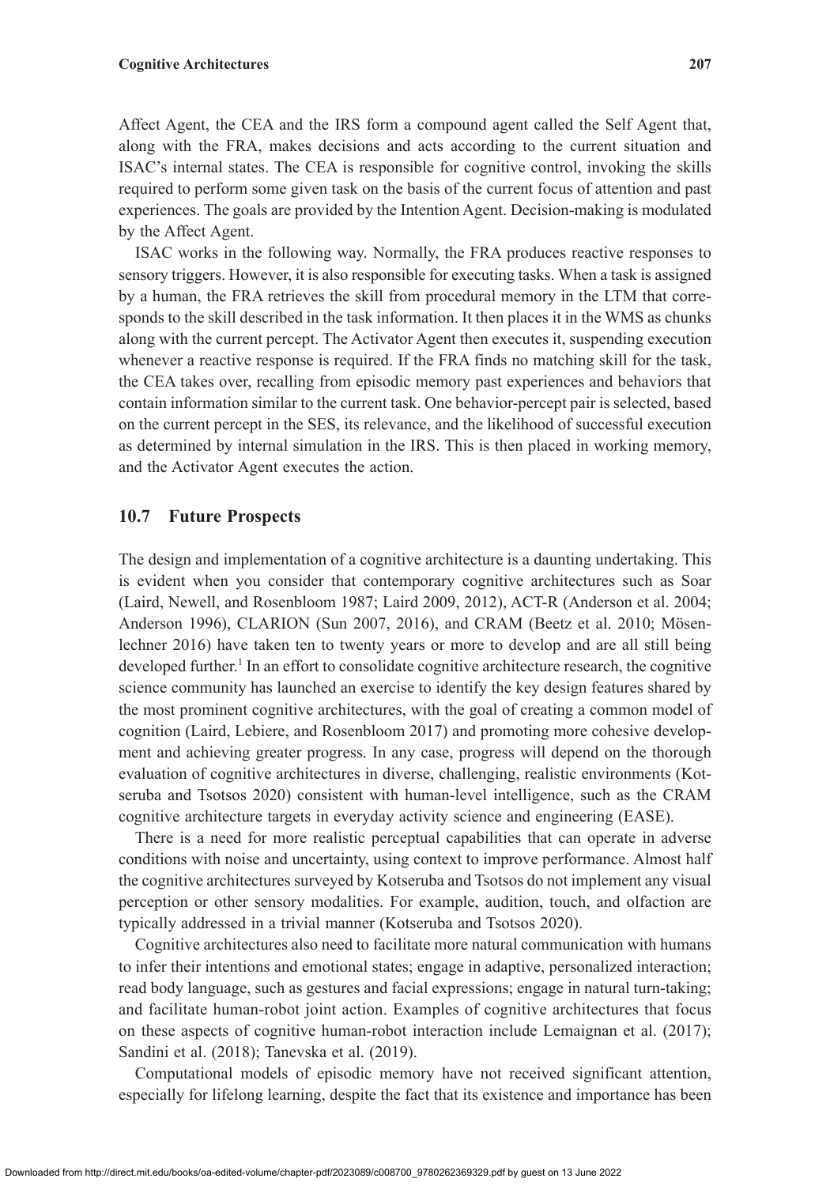Affect Agent, the CEA and the IRS form a compound agent called the Self Agent that, along with the FRA, makes decisions and acts according to the current situation and ISAC's internal states. The CEA is responsible for cognitive control, invoking the skills required to perform some given task on the basis of the current focus of attention and past experiences. The goals are provided by the Intention Agent. Decision-making is modulated by the Affect Agent.

ISAC works in the following way. Normally, the FRA produces reactive responses to sensory triggers. However, it is also responsible for executing tasks. When a task is assigned by a human, the FRA retrieves the skill from procedural memory in the LTM that corresponds to the skill described in the task information. It then places it in the WMS as chunks along with the current percept. The Activator Agent then executes it, suspending execution whenever a reactive response is required. If the FRA finds no matching skill for the task, the CEA takes over, recalling from episodic memory past experiences and behaviors that contain information similar to the current task. One behavior-percept pair is selected, based on the current percept in the SES, its relevance, and the likelihood of successful execution as determined by internal simulation in the IRS. This is then placed in working memory, and the Activator Agent executes the action.

## 10.7 Future Prospects

The design and implementation of a cognitive architecture is a daunting undertaking. This is evident when you consider that contemporary cognitive architectures such as Soar (Laird, Newell, and Rosenbloom 1987; Laird 2009, 2012), ACT-R (Anderson et al. 2004; Anderson 1996), CLARION (Sun 2007, 2016), and CRAM (Beetz et al. 2010; Mösenlechner 2016) have taken ten to twenty years or more to develop and are all still being developed further.[1] In an effort to consolidate cognitive architecture research, the cognitive science community has launched an exercise to identify the key design features shared by the most prominent cognitive architectures, with the goal of creating a common model of cognition (Laird, Lebiere, and Rosenbloom 2017) and promoting more cohesive development and achieving greater progress. In any case, progress will depend on the thorough evaluation of cognitive architectures in diverse, challenging, realistic environments (Kotseruba and Tsotsos 2020) consistent with human-level intelligence, such as the CRAM cognitive architecture targets in everyday activity science and engineering (EASE).

There is a need for more realistic perceptual capabilities that can operate in adverse conditions with noise and uncertainty, using context to improve performance. Almost half the cognitive architectures surveyed by Kotseruba and Tsotsos do not implement any visual perception or other sensory modalities. For example, audition, touch, and olfaction are typically addressed in a trivial manner (Kotseruba and Tsotsos 2020).

Cognitive architectures also need to facilitate more natural communication with humans to infer their intentions and emotional states; engage in adaptive, personalized interaction; read body language, such as gestures and facial expressions; engage in natural turn-taking; and facilitate human-robot joint action. Examples of cognitive architectures that focus on these aspects of cognitive human-robot interaction include Lemaignan et al. (2017); Sandini et al. (2018); Tanevska et al. (2019).

Computational models of episodic memory have not received significant attention, especially for lifelong learning, despite the fact that its existence and importance has been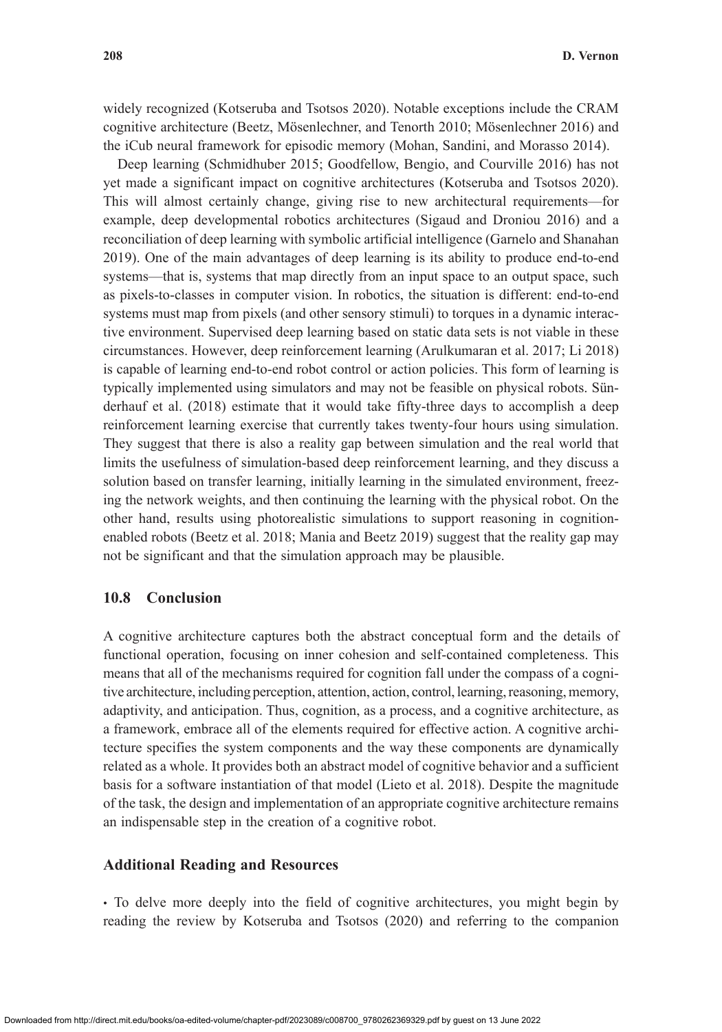widely recognized (Kotseruba and Tsotsos 2020). Notable exceptions include the CRAM cognitive architecture (Beetz, Mösenlechner, and Tenorth 2010; Mösenlechner 2016) and the iCub neural framework for episodic memory (Mohan, Sandini, and Morasso 2014).

Deep learning (Schmidhuber 2015; Goodfellow, Bengio, and Courville 2016) has not yet made a significant impact on cognitive architectures (Kotseruba and Tsotsos 2020). This will almost certainly change, giving rise to new architectural requirements—for example, deep developmental robotics architectures (Sigaud and Droniou 2016) and a reconciliation of deep learning with symbolic artificial intelligence (Garnelo and Shanahan 2019). One of the main advantages of deep learning is its ability to produce end-to-end systems—that is, systems that map directly from an input space to an output space, such as pixels-to-classes in computer vision. In robotics, the situation is different: end-to-end systems must map from pixels (and other sensory stimuli) to torques in a dynamic interactive environment. Supervised deep learning based on static data sets is not viable in these circumstances. However, deep reinforcement learning (Arulkumaran et al. 2017; Li 2018) is capable of learning end-to-end robot control or action policies. This form of learning is typically implemented using simulators and may not be feasible on physical robots. Sünderhauf et al. (2018) estimate that it would take fifty-three days to accomplish a deep reinforcement learning exercise that currently takes twenty-four hours using simulation. They suggest that there is also a reality gap between simulation and the real world that limits the usefulness of simulation-based deep reinforcement learning, and they discuss a solution based on transfer learning, initially learning in the simulated environment, freezing the network weights, and then continuing the learning with the physical robot. On the other hand, results using photorealistic simulations to support reasoning in cognition-enabled robots (Beetz et al. 2018; Mania and Beetz 2019) suggest that the reality gap may not be significant and that the simulation approach may be plausible.

## 10.8 Conclusion

A cognitive architecture captures both the abstract conceptual form and the details of functional operation, focusing on inner cohesion and self-contained completeness. This means that all of the mechanisms required for cognition fall under the compass of a cognitive architecture, including perception, attention, action, control, learning, reasoning, memory, adaptivity, and anticipation. Thus, cognition, as a process, and a cognitive architecture, as a framework, embrace all of the elements required for effective action. A cognitive architecture specifies the system components and the way these components are dynamically related as a whole. It provides both an abstract model of cognitive behavior and a sufficient basis for a software instantiation of that model (Lieto et al. 2018). Despite the magnitude of the task, the design and implementation of an appropriate cognitive architecture remains an indispensable step in the creation of a cognitive robot.

## Additional Reading and Resources

- To delve more deeply into the field of cognitive architectures, you might begin by reading the review by Kotseruba and Tsotsos (2020) and referring to the companion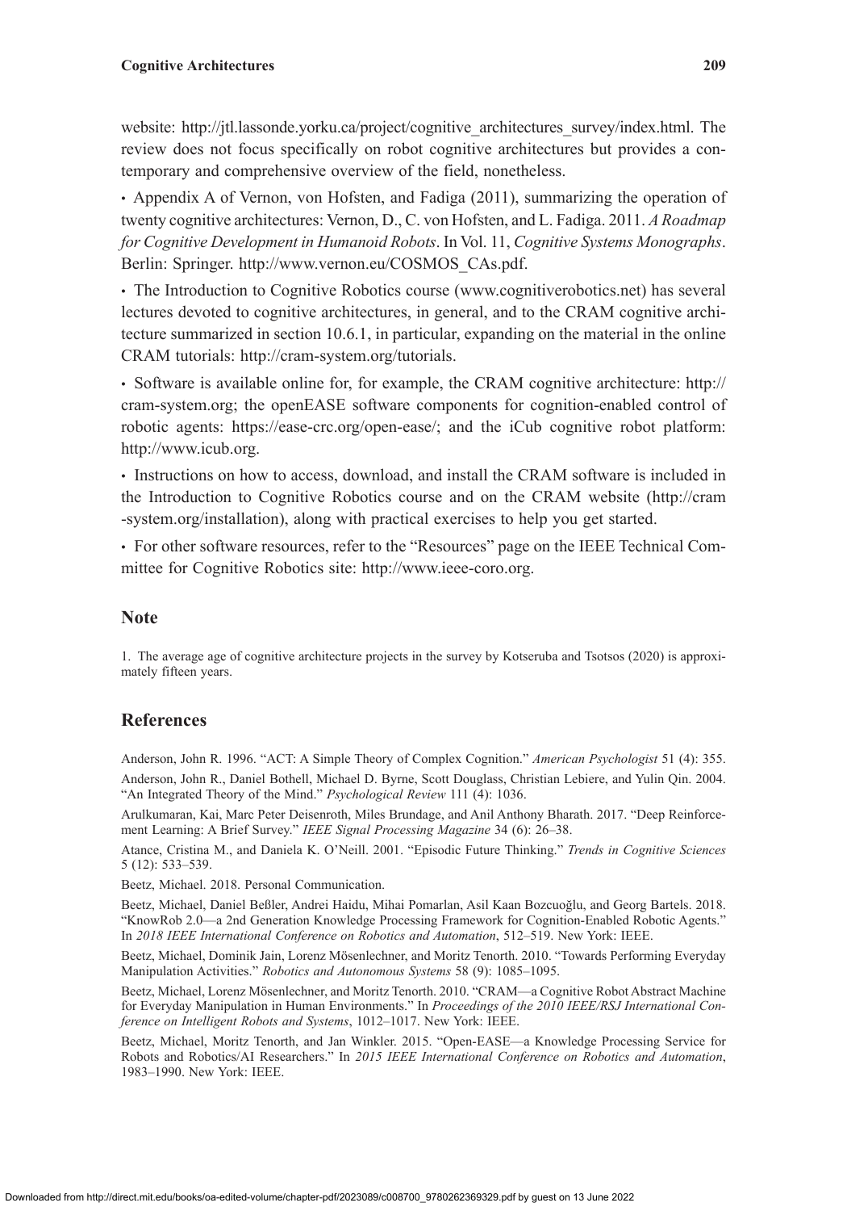website: http://jtl.lassonde.yorku.ca/project/cognitive_architectures_survey/index.html. The review does not focus specifically on robot cognitive architectures but provides a contemporary and comprehensive overview of the field, nonetheless.

- Appendix A of Vernon, von Hofsten, and Fadiga (2011), summarizing the operation of twenty cognitive architectures: Vernon, D., C. von Hofsten, and L. Fadiga. 2011. *A Roadmap for Cognitive Development in Humanoid Robots*. In Vol. 11, *Cognitive Systems Monographs*. Berlin: Springer. http://www.vernon.eu/COSMOS_CAs.pdf.

- The Introduction to Cognitive Robotics course (www.cognitiverobotics.net) has several lectures devoted to cognitive architectures, in general, and to the CRAM cognitive architecture summarized in section 10.6.1, in particular, expanding on the material in the online CRAM tutorials: http://cram-system.org/tutorials.

- Software is available online for, for example, the CRAM cognitive architecture: http://cram-system.org; the openEASE software components for cognition-enabled control of robotic agents: https://ease-crc.org/open-ease/; and the iCub cognitive robot platform: http://www.icub.org.

- Instructions on how to access, download, and install the CRAM software is included in the Introduction to Cognitive Robotics course and on the CRAM website (http://cram-system.org/installation), along with practical exercises to help you get started.

- For other software resources, refer to the "Resources" page on the IEEE Technical Committee for Cognitive Robotics site: http://www.ieee-coro.org.

## Note

1. The average age of cognitive architecture projects in the survey by Kotseruba and Tsotsos (2020) is approximately fifteen years.

## References

Anderson, John R. 1996. "ACT: A Simple Theory of Complex Cognition." *American Psychologist* 51 (4): 355.

Anderson, John R., Daniel Bothell, Michael D. Byrne, Scott Douglass, Christian Lebiere, and Yulin Qin. 2004. "An Integrated Theory of the Mind." *Psychological Review* 111 (4): 1036.

Arulkumaran, Kai, Marc Peter Deisenroth, Miles Brundage, and Anil Anthony Bharath. 2017. "Deep Reinforcement Learning: A Brief Survey." *IEEE Signal Processing Magazine* 34 (6): 26–38.

Atance, Cristina M., and Daniela K. O'Neill. 2001. "Episodic Future Thinking." *Trends in Cognitive Sciences* 5 (12): 533–539.

Beetz, Michael. 2018. Personal Communication.

Beetz, Michael, Daniel Beßler, Andrei Haidu, Mihai Pomarlan, Asil Kaan Bozcuoğlu, and Georg Bartels. 2018. "KnowRob 2.0—a 2nd Generation Knowledge Processing Framework for Cognition-Enabled Robotic Agents." In *2018 IEEE International Conference on Robotics and Automation*, 512–519. New York: IEEE.

Beetz, Michael, Dominik Jain, Lorenz Mösenlechner, and Moritz Tenorth. 2010. "Towards Performing Everyday Manipulation Activities." *Robotics and Autonomous Systems* 58 (9): 1085–1095.

Beetz, Michael, Lorenz Mösenlechner, and Moritz Tenorth. 2010. "CRAM—a Cognitive Robot Abstract Machine for Everyday Manipulation in Human Environments." In *Proceedings of the 2010 IEEE/RSJ International Conference on Intelligent Robots and Systems*, 1012–1017. New York: IEEE.

Beetz, Michael, Moritz Tenorth, and Jan Winkler. 2015. "Open-EASE—a Knowledge Processing Service for Robots and Robotics/AI Researchers." In *2015 IEEE International Conference on Robotics and Automation*, 1983–1990. New York: IEEE.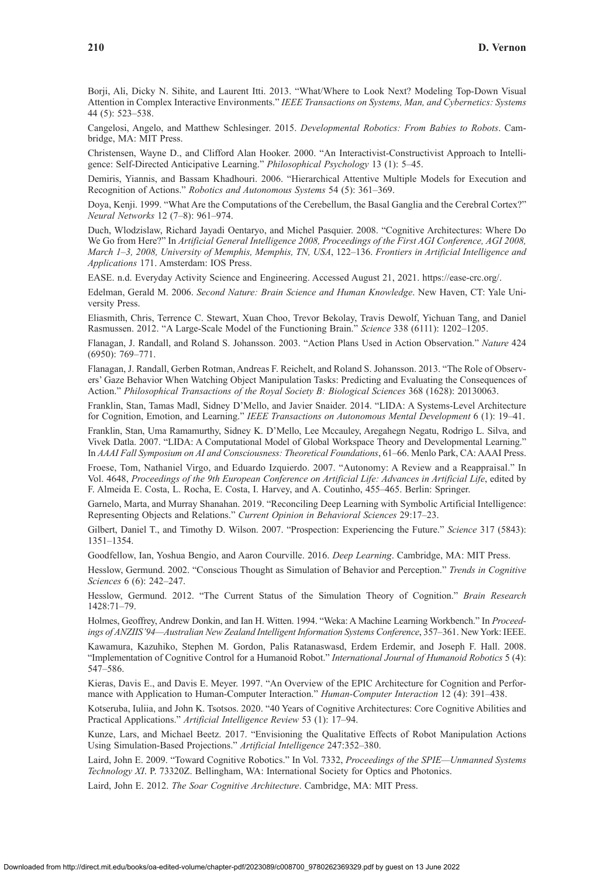Borji, Ali, Dicky N. Sihite, and Laurent Itti. 2013. "What/Where to Look Next? Modeling Top-Down Visual Attention in Complex Interactive Environments." *IEEE Transactions on Systems, Man, and Cybernetics: Systems* 44 (5): 523–538.

Cangelosi, Angelo, and Matthew Schlesinger. 2015. *Developmental Robotics: From Babies to Robots*. Cambridge, MA: MIT Press.

Christensen, Wayne D., and Clifford Alan Hooker. 2000. "An Interactivist-Constructivist Approach to Intelligence: Self-Directed Anticipative Learning." *Philosophical Psychology* 13 (1): 5–45.

Demiris, Yiannis, and Bassam Khadhouri. 2006. "Hierarchical Attentive Multiple Models for Execution and Recognition of Actions." *Robotics and Autonomous Systems* 54 (5): 361–369.

Doya, Kenji. 1999. "What Are the Computations of the Cerebellum, the Basal Ganglia and the Cerebral Cortex?" *Neural Networks* 12 (7–8): 961–974.

Duch, Wlodzislaw, Richard Jayadi Oentaryo, and Michel Pasquier. 2008. "Cognitive Architectures: Where Do We Go from Here?" In *Artificial General Intelligence 2008, Proceedings of the First AGI Conference, AGI 2008, March 1–3, 2008, University of Memphis, Memphis, TN, USA*, 122–136. *Frontiers in Artificial Intelligence and Applications* 171. Amsterdam: IOS Press.

EASE. n.d. Everyday Activity Science and Engineering. Accessed August 21, 2021. https://ease-crc.org/.

Edelman, Gerald M. 2006. *Second Nature: Brain Science and Human Knowledge*. New Haven, CT: Yale University Press.

Eliasmith, Chris, Terrence C. Stewart, Xuan Choo, Trevor Bekolay, Travis Dewolf, Yichuan Tang, and Daniel Rasmussen. 2012. "A Large-Scale Model of the Functioning Brain." *Science* 338 (6111): 1202–1205.

Flanagan, J. Randall, and Roland S. Johansson. 2003. "Action Plans Used in Action Observation." *Nature* 424 (6950): 769–771.

Flanagan, J. Randall, Gerben Rotman, Andreas F. Reichelt, and Roland S. Johansson. 2013. "The Role of Observers' Gaze Behavior When Watching Object Manipulation Tasks: Predicting and Evaluating the Consequences of Action." *Philosophical Transactions of the Royal Society B: Biological Sciences* 368 (1628): 20130063.

Franklin, Stan, Tamas Madl, Sidney D'Mello, and Javier Snaider. 2014. "LIDA: A Systems-Level Architecture for Cognition, Emotion, and Learning." *IEEE Transactions on Autonomous Mental Development* 6 (1): 19–41.

Franklin, Stan, Uma Ramamurthy, Sidney K. D'Mello, Lee Mccauley, Aregahegn Negatu, Rodrigo L. Silva, and Vivek Datla. 2007. "LIDA: A Computational Model of Global Workspace Theory and Developmental Learning." In *AAAI Fall Symposium on AI and Consciousness: Theoretical Foundations*, 61–66. Menlo Park, CA: AAAI Press.

Froese, Tom, Nathaniel Virgo, and Eduardo Izquierdo. 2007. "Autonomy: A Review and a Reappraisal." In Vol. 4648, *Proceedings of the 9th European Conference on Artificial Life: Advances in Artificial Life*, edited by F. Almeida E. Costa, L. Rocha, E. Costa, I. Harvey, and A. Coutinho, 455–465. Berlin: Springer.

Garnelo, Marta, and Murray Shanahan. 2019. "Reconciling Deep Learning with Symbolic Artificial Intelligence: Representing Objects and Relations." *Current Opinion in Behavioral Sciences* 29:17–23.

Gilbert, Daniel T., and Timothy D. Wilson. 2007. "Prospection: Experiencing the Future." *Science* 317 (5843): 1351–1354.

Goodfellow, Ian, Yoshua Bengio, and Aaron Courville. 2016. *Deep Learning*. Cambridge, MA: MIT Press.

Hesslow, Germund. 2002. "Conscious Thought as Simulation of Behavior and Perception." *Trends in Cognitive Sciences* 6 (6): 242–247.

Hesslow, Germund. 2012. "The Current Status of the Simulation Theory of Cognition." *Brain Research* 1428:71–79.

Holmes, Geoffrey, Andrew Donkin, and Ian H. Witten. 1994. "Weka: A Machine Learning Workbench." In *Proceedings of ANZIIS'94—Australian New Zealand Intelligent Information Systems Conference*, 357–361. New York: IEEE.

Kawamura, Kazuhiko, Stephen M. Gordon, Palis Ratanaswasd, Erdem Erdemir, and Joseph F. Hall. 2008. "Implementation of Cognitive Control for a Humanoid Robot." *International Journal of Humanoid Robotics* 5 (4): 547–586.

Kieras, Davis E., and Davis E. Meyer. 1997. "An Overview of the EPIC Architecture for Cognition and Performance with Application to Human-Computer Interaction." *Human-Computer Interaction* 12 (4): 391–438.

Kotseruba, Iuliia, and John K. Tsotsos. 2020. "40 Years of Cognitive Architectures: Core Cognitive Abilities and Practical Applications." *Artificial Intelligence Review* 53 (1): 17–94.

Kunze, Lars, and Michael Beetz. 2017. "Envisioning the Qualitative Effects of Robot Manipulation Actions Using Simulation-Based Projections." *Artificial Intelligence* 247:352–380.

Laird, John E. 2009. "Toward Cognitive Robotics." In Vol. 7332, *Proceedings of the SPIE—Unmanned Systems Technology XI*. P. 73320Z. Bellingham, WA: International Society for Optics and Photonics.

Laird, John E. 2012. *The Soar Cognitive Architecture*. Cambridge, MA: MIT Press.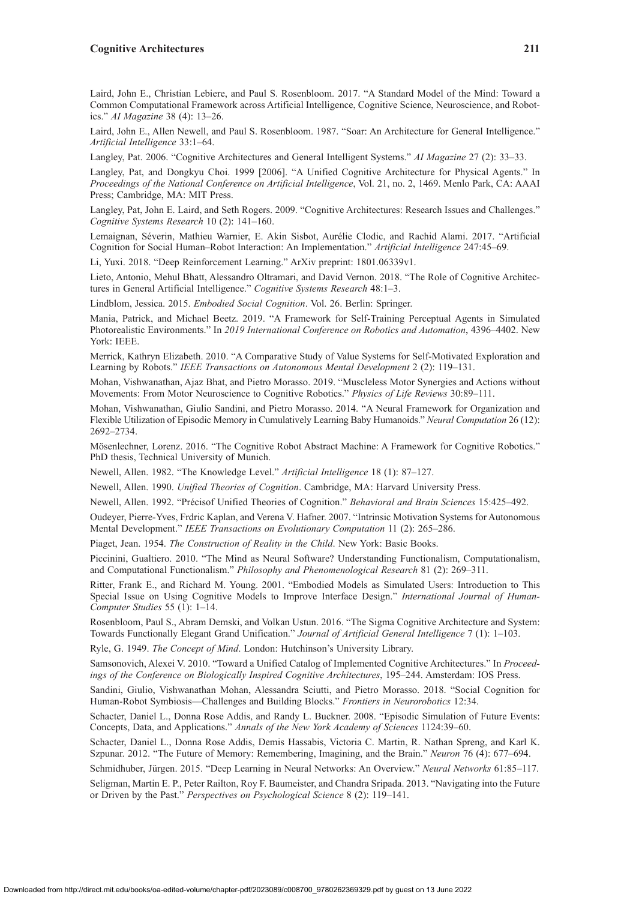Laird, John E., Christian Lebiere, and Paul S. Rosenbloom. 2017. "A Standard Model of the Mind: Toward a Common Computational Framework across Artificial Intelligence, Cognitive Science, Neuroscience, and Robotics." *AI Magazine* 38 (4): 13–26.

Laird, John E., Allen Newell, and Paul S. Rosenbloom. 1987. "Soar: An Architecture for General Intelligence." *Artificial Intelligence* 33:1–64.

Langley, Pat. 2006. "Cognitive Architectures and General Intelligent Systems." *AI Magazine* 27 (2): 33–33.

Langley, Pat, and Dongkyu Choi. 1999 [2006]. "A Unified Cognitive Architecture for Physical Agents." In *Proceedings of the National Conference on Artificial Intelligence*, Vol. 21, no. 2, 1469. Menlo Park, CA: AAAI Press; Cambridge, MA: MIT Press.

Langley, Pat, John E. Laird, and Seth Rogers. 2009. "Cognitive Architectures: Research Issues and Challenges." *Cognitive Systems Research* 10 (2): 141–160.

Lemaignan, Séverin, Mathieu Warnier, E. Akin Sisbot, Aurélie Clodic, and Rachid Alami. 2017. "Artificial Cognition for Social Human–Robot Interaction: An Implementation." *Artificial Intelligence* 247:45–69.

Li, Yuxi. 2018. "Deep Reinforcement Learning." ArXiv preprint: 1801.06339v1.

Lieto, Antonio, Mehul Bhatt, Alessandro Oltramari, and David Vernon. 2018. "The Role of Cognitive Architectures in General Artificial Intelligence." *Cognitive Systems Research* 48:1–3.

Lindblom, Jessica. 2015. *Embodied Social Cognition*. Vol. 26. Berlin: Springer.

Mania, Patrick, and Michael Beetz. 2019. "A Framework for Self-Training Perceptual Agents in Simulated Photorealistic Environments." In *2019 International Conference on Robotics and Automation*, 4396–4402. New York: IEEE.

Merrick, Kathryn Elizabeth. 2010. "A Comparative Study of Value Systems for Self-Motivated Exploration and Learning by Robots." *IEEE Transactions on Autonomous Mental Development* 2 (2): 119–131.

Mohan, Vishwanathan, Ajaz Bhat, and Pietro Morasso. 2019. "Muscleless Motor Synergies and Actions without Movements: From Motor Neuroscience to Cognitive Robotics." *Physics of Life Reviews* 30:89–111.

Mohan, Vishwanathan, Giulio Sandini, and Pietro Morasso. 2014. "A Neural Framework for Organization and Flexible Utilization of Episodic Memory in Cumulatively Learning Baby Humanoids." *Neural Computation* 26 (12): 2692–2734.

Mösenlechner, Lorenz. 2016. "The Cognitive Robot Abstract Machine: A Framework for Cognitive Robotics." PhD thesis, Technical University of Munich.

Newell, Allen. 1982. "The Knowledge Level." *Artificial Intelligence* 18 (1): 87–127.

Newell, Allen. 1990. *Unified Theories of Cognition*. Cambridge, MA: Harvard University Press.

Newell, Allen. 1992. "Précisof Unified Theories of Cognition." *Behavioral and Brain Sciences* 15:425–492.

Oudeyer, Pierre-Yves, Frdric Kaplan, and Verena V. Hafner. 2007. "Intrinsic Motivation Systems for Autonomous Mental Development." *IEEE Transactions on Evolutionary Computation* 11 (2): 265–286.

Piaget, Jean. 1954. *The Construction of Reality in the Child*. New York: Basic Books.

Piccinini, Gualtiero. 2010. "The Mind as Neural Software? Understanding Functionalism, Computationalism, and Computational Functionalism." *Philosophy and Phenomenological Research* 81 (2): 269–311.

Ritter, Frank E., and Richard M. Young. 2001. "Embodied Models as Simulated Users: Introduction to This Special Issue on Using Cognitive Models to Improve Interface Design." *International Journal of Human-Computer Studies* 55 (1): 1–14.

Rosenbloom, Paul S., Abram Demski, and Volkan Ustun. 2016. "The Sigma Cognitive Architecture and System: Towards Functionally Elegant Grand Unification." *Journal of Artificial General Intelligence* 7 (1): 1–103.

Ryle, G. 1949. *The Concept of Mind*. London: Hutchinson's University Library.

Samsonovich, Alexei V. 2010. "Toward a Unified Catalog of Implemented Cognitive Architectures." In *Proceedings of the Conference on Biologically Inspired Cognitive Architectures*, 195–244. Amsterdam: IOS Press.

Sandini, Giulio, Vishwanathan Mohan, Alessandra Sciutti, and Pietro Morasso. 2018. "Social Cognition for Human-Robot Symbiosis—Challenges and Building Blocks." *Frontiers in Neurorobotics* 12:34.

Schacter, Daniel L., Donna Rose Addis, and Randy L. Buckner. 2008. "Episodic Simulation of Future Events: Concepts, Data, and Applications." *Annals of the New York Academy of Sciences* 1124:39–60.

Schacter, Daniel L., Donna Rose Addis, Demis Hassabis, Victoria C. Martin, R. Nathan Spreng, and Karl K. Szpunar. 2012. "The Future of Memory: Remembering, Imagining, and the Brain." *Neuron* 76 (4): 677–694.

Schmidhuber, Jürgen. 2015. "Deep Learning in Neural Networks: An Overview." *Neural Networks* 61:85–117.

Seligman, Martin E. P., Peter Railton, Roy F. Baumeister, and Chandra Sripada. 2013. "Navigating into the Future or Driven by the Past." *Perspectives on Psychological Science* 8 (2): 119–141.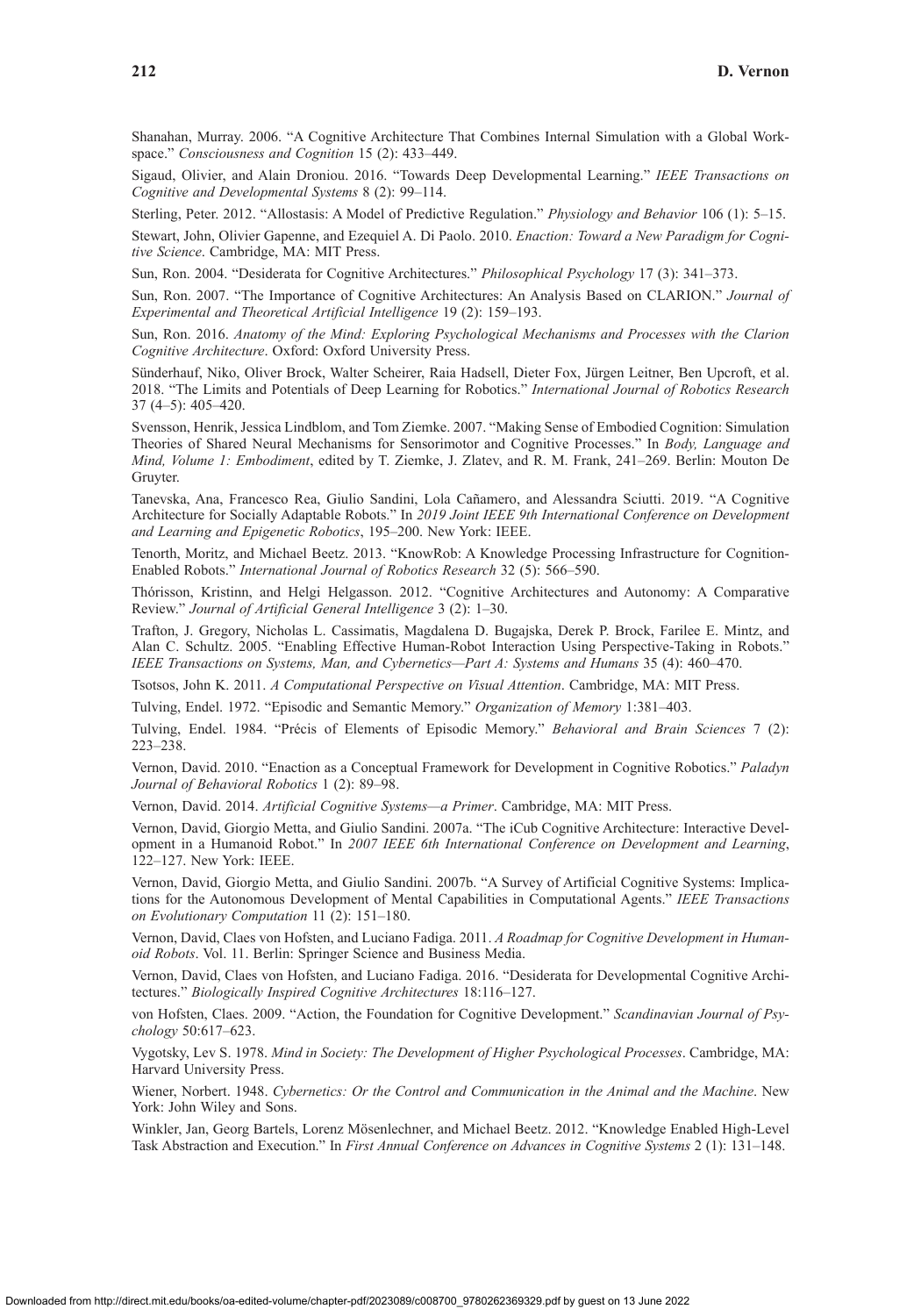Shanahan, Murray. 2006. "A Cognitive Architecture That Combines Internal Simulation with a Global Workspace." *Consciousness and Cognition* 15 (2): 433–449.

Sigaud, Olivier, and Alain Droniou. 2016. "Towards Deep Developmental Learning." *IEEE Transactions on Cognitive and Developmental Systems* 8 (2): 99–114.

Sterling, Peter. 2012. "Allostasis: A Model of Predictive Regulation." *Physiology and Behavior* 106 (1): 5–15.

Stewart, John, Olivier Gapenne, and Ezequiel A. Di Paolo. 2010. *Enaction: Toward a New Paradigm for Cognitive Science*. Cambridge, MA: MIT Press.

Sun, Ron. 2004. "Desiderata for Cognitive Architectures." *Philosophical Psychology* 17 (3): 341–373.

Sun, Ron. 2007. "The Importance of Cognitive Architectures: An Analysis Based on CLARION." *Journal of Experimental and Theoretical Artificial Intelligence* 19 (2): 159–193.

Sun, Ron. 2016. *Anatomy of the Mind: Exploring Psychological Mechanisms and Processes with the Clarion Cognitive Architecture*. Oxford: Oxford University Press.

Sünderhauf, Niko, Oliver Brock, Walter Scheirer, Raia Hadsell, Dieter Fox, Jürgen Leitner, Ben Upcroft, et al. 2018. "The Limits and Potentials of Deep Learning for Robotics." *International Journal of Robotics Research* 37 (4–5): 405–420.

Svensson, Henrik, Jessica Lindblom, and Tom Ziemke. 2007. "Making Sense of Embodied Cognition: Simulation Theories of Shared Neural Mechanisms for Sensorimotor and Cognitive Processes." In *Body, Language and Mind, Volume 1: Embodiment*, edited by T. Ziemke, J. Zlatev, and R. M. Frank, 241–269. Berlin: Mouton De Gruyter.

Tanevska, Ana, Francesco Rea, Giulio Sandini, Lola Cañamero, and Alessandra Sciutti. 2019. "A Cognitive Architecture for Socially Adaptable Robots." In *2019 Joint IEEE 9th International Conference on Development and Learning and Epigenetic Robotics*, 195–200. New York: IEEE.

Tenorth, Moritz, and Michael Beetz. 2013. "KnowRob: A Knowledge Processing Infrastructure for Cognition-Enabled Robots." *International Journal of Robotics Research* 32 (5): 566–590.

Thórisson, Kristinn, and Helgi Helgasson. 2012. "Cognitive Architectures and Autonomy: A Comparative Review." *Journal of Artificial General Intelligence* 3 (2): 1–30.

Trafton, J. Gregory, Nicholas L. Cassimatis, Magdalena D. Bugajska, Derek P. Brock, Farilee E. Mintz, and Alan C. Schultz. 2005. "Enabling Effective Human-Robot Interaction Using Perspective-Taking in Robots." *IEEE Transactions on Systems, Man, and Cybernetics—Part A: Systems and Humans* 35 (4): 460–470.

Tsotsos, John K. 2011. *A Computational Perspective on Visual Attention*. Cambridge, MA: MIT Press.

Tulving, Endel. 1972. "Episodic and Semantic Memory." *Organization of Memory* 1:381–403.

Tulving, Endel. 1984. "Précis of Elements of Episodic Memory." *Behavioral and Brain Sciences* 7 (2): 223–238.

Vernon, David. 2010. "Enaction as a Conceptual Framework for Development in Cognitive Robotics." *Paladyn Journal of Behavioral Robotics* 1 (2): 89–98.

Vernon, David. 2014. *Artificial Cognitive Systems—a Primer*. Cambridge, MA: MIT Press.

Vernon, David, Giorgio Metta, and Giulio Sandini. 2007a. "The iCub Cognitive Architecture: Interactive Development in a Humanoid Robot." In *2007 IEEE 6th International Conference on Development and Learning*, 122–127. New York: IEEE.

Vernon, David, Giorgio Metta, and Giulio Sandini. 2007b. "A Survey of Artificial Cognitive Systems: Implications for the Autonomous Development of Mental Capabilities in Computational Agents." *IEEE Transactions on Evolutionary Computation* 11 (2): 151–180.

Vernon, David, Claes von Hofsten, and Luciano Fadiga. 2011. *A Roadmap for Cognitive Development in Humanoid Robots*. Vol. 11. Berlin: Springer Science and Business Media.

Vernon, David, Claes von Hofsten, and Luciano Fadiga. 2016. "Desiderata for Developmental Cognitive Architectures." *Biologically Inspired Cognitive Architectures* 18:116–127.

von Hofsten, Claes. 2009. "Action, the Foundation for Cognitive Development." *Scandinavian Journal of Psychology* 50:617–623.

Vygotsky, Lev S. 1978. *Mind in Society: The Development of Higher Psychological Processes*. Cambridge, MA: Harvard University Press.

Wiener, Norbert. 1948. *Cybernetics: Or the Control and Communication in the Animal and the Machine*. New York: John Wiley and Sons.

Winkler, Jan, Georg Bartels, Lorenz Mösenlechner, and Michael Beetz. 2012. "Knowledge Enabled High-Level Task Abstraction and Execution." In *First Annual Conference on Advances in Cognitive Systems* 2 (1): 131–148.